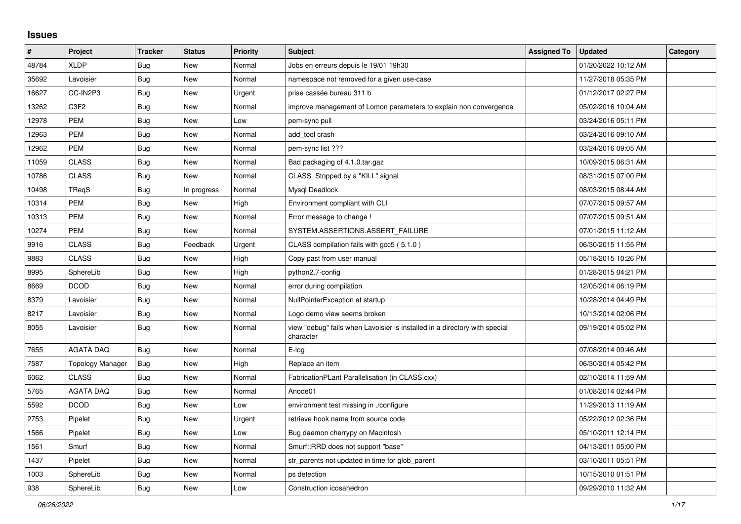## Issues

| # | Project | Tracker | Status | Priority | Subject | Assigned To | Updated | Category |
|---|---|---|---|---|---|---|---|---|
| 48784 | XLDP | Bug | New | Normal | Jobs en erreurs depuis le 19/01 19h30 | | 01/20/2022 10:12 AM | |
| 35692 | Lavoisier | Bug | New | Normal | namespace not removed for a given use-case | | 11/27/2018 05:35 PM | |
| 16627 | CC-IN2P3 | Bug | New | Urgent | prise cassée bureau 311 b | | 01/12/2017 02:27 PM | |
| 13262 | C3F2 | Bug | New | Normal | improve management of Lomon parameters to explain non convergence | | 05/02/2016 10:04 AM | |
| 12978 | PEM | Bug | New | Low | pem-sync pull | | 03/24/2016 05:11 PM | |
| 12963 | PEM | Bug | New | Normal | add_tool crash | | 03/24/2016 09:10 AM | |
| 12962 | PEM | Bug | New | Normal | pem-sync list ??? | | 03/24/2016 09:05 AM | |
| 11059 | CLASS | Bug | New | Normal | Bad packaging of 4.1.0.tar.gaz | | 10/09/2015 06:31 AM | |
| 10786 | CLASS | Bug | New | Normal | CLASS Stopped by a "KILL" signal | | 08/31/2015 07:00 PM | |
| 10498 | TReqS | Bug | In progress | Normal | Mysql Deadlock | | 08/03/2015 08:44 AM | |
| 10314 | PEM | Bug | New | High | Environment compliant with CLI | | 07/07/2015 09:57 AM | |
| 10313 | PEM | Bug | New | Normal | Error message to change ! | | 07/07/2015 09:51 AM | |
| 10274 | PEM | Bug | New | Normal | SYSTEM.ASSERTIONS.ASSERT_FAILURE | | 07/01/2015 11:12 AM | |
| 9916 | CLASS | Bug | Feedback | Urgent | CLASS compilation fails with gcc5 ( 5.1.0 ) | | 06/30/2015 11:55 PM | |
| 9883 | CLASS | Bug | New | High | Copy past from user manual | | 05/18/2015 10:26 PM | |
| 8995 | SphereLib | Bug | New | High | python2.7-config | | 01/28/2015 04:21 PM | |
| 8669 | DCOD | Bug | New | Normal | error during compilation | | 12/05/2014 06:19 PM | |
| 8379 | Lavoisier | Bug | New | Normal | NullPointerException at startup | | 10/28/2014 04:49 PM | |
| 8217 | Lavoisier | Bug | New | Normal | Logo demo view seems broken | | 10/13/2014 02:06 PM | |
| 8055 | Lavoisier | Bug | New | Normal | view "debug" fails when Lavoisier is installed in a directory with special character | | 09/19/2014 05:02 PM | |
| 7655 | AGATA DAQ | Bug | New | Normal | E-log | | 07/08/2014 09:46 AM | |
| 7587 | Topology Manager | Bug | New | High | Replace an item | | 06/30/2014 05:42 PM | |
| 6062 | CLASS | Bug | New | Normal | FabricationPLant Parallelisation (in CLASS.cxx) | | 02/10/2014 11:59 AM | |
| 5765 | AGATA DAQ | Bug | New | Normal | Anode01 | | 01/08/2014 02:44 PM | |
| 5592 | DCOD | Bug | New | Low | environment test missing in ./configure | | 11/29/2013 11:19 AM | |
| 2753 | Pipelet | Bug | New | Urgent | retrieve hook name from source code | | 05/22/2012 02:36 PM | |
| 1566 | Pipelet | Bug | New | Low | Bug daemon cherrypy on Macintosh | | 05/10/2011 12:14 PM | |
| 1561 | Smurf | Bug | New | Normal | Smurf::RRD does not support "base" | | 04/13/2011 05:00 PM | |
| 1437 | Pipelet | Bug | New | Normal | str_parents not updated in time for glob_parent | | 03/10/2011 05:51 PM | |
| 1003 | SphereLib | Bug | New | Normal | ps detection | | 10/15/2010 01:51 PM | |
| 938 | SphereLib | Bug | New | Low | Construction icosahedron | | 09/29/2010 11:32 AM | |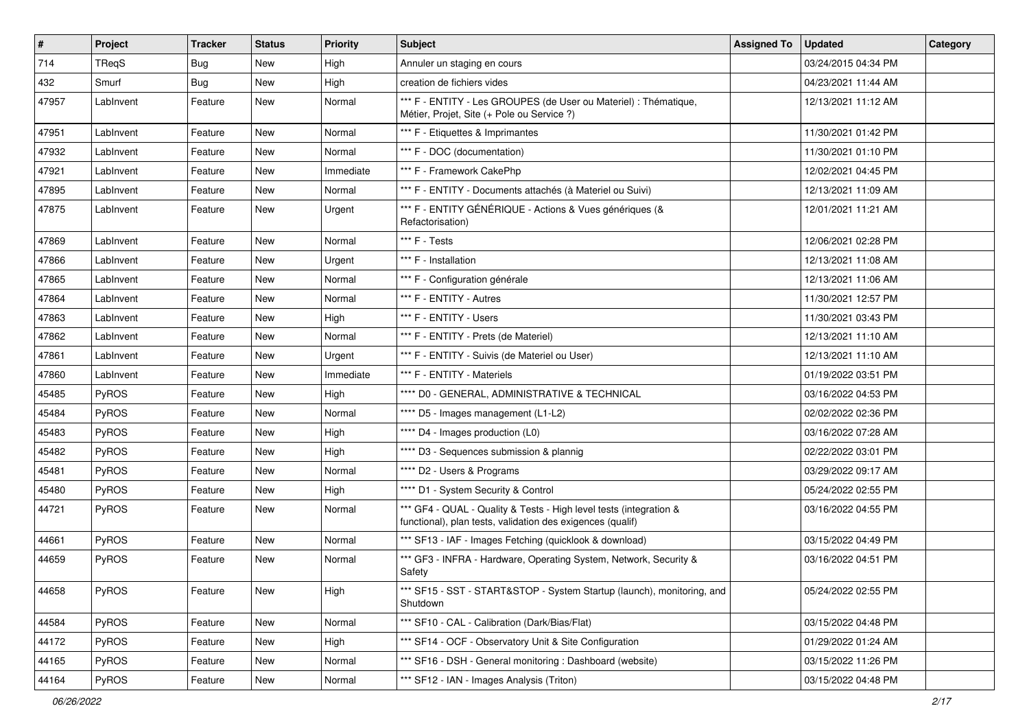| # | Project | Tracker | Status | Priority | Subject | Assigned To | Updated | Category |
|---|---|---|---|---|---|---|---|---|
| 714 | TReqS | Bug | New | High | Annuler un staging en cours | | 03/24/2015 04:34 PM | |
| 432 | Smurf | Bug | New | High | creation de fichiers vides | | 04/23/2021 11:44 AM | |
| 47957 | LabInvent | Feature | New | Normal | *** F - ENTITY - Les GROUPES (de User ou Materiel) : Thématique, Métier, Projet, Site (+ Pole ou Service ?) | | 12/13/2021 11:12 AM | |
| 47951 | LabInvent | Feature | New | Normal | *** F - Etiquettes & Imprimantes | | 11/30/2021 01:42 PM | |
| 47932 | LabInvent | Feature | New | Normal | *** F - DOC (documentation) | | 11/30/2021 01:10 PM | |
| 47921 | LabInvent | Feature | New | Immediate | *** F - Framework CakePhp | | 12/02/2021 04:45 PM | |
| 47895 | LabInvent | Feature | New | Normal | *** F - ENTITY - Documents attachés (à Materiel ou Suivi) | | 12/13/2021 11:09 AM | |
| 47875 | LabInvent | Feature | New | Urgent | *** F - ENTITY GÉNÉRIQUE - Actions & Vues génériques (& Refactorisation) | | 12/01/2021 11:21 AM | |
| 47869 | LabInvent | Feature | New | Normal | *** F - Tests | | 12/06/2021 02:28 PM | |
| 47866 | LabInvent | Feature | New | Urgent | *** F - Installation | | 12/13/2021 11:08 AM | |
| 47865 | LabInvent | Feature | New | Normal | *** F - Configuration générale | | 12/13/2021 11:06 AM | |
| 47864 | LabInvent | Feature | New | Normal | *** F - ENTITY - Autres | | 11/30/2021 12:57 PM | |
| 47863 | LabInvent | Feature | New | High | *** F - ENTITY - Users | | 11/30/2021 03:43 PM | |
| 47862 | LabInvent | Feature | New | Normal | *** F - ENTITY - Prets (de Materiel) | | 12/13/2021 11:10 AM | |
| 47861 | LabInvent | Feature | New | Urgent | *** F - ENTITY - Suivis (de Materiel ou User) | | 12/13/2021 11:10 AM | |
| 47860 | LabInvent | Feature | New | Immediate | *** F - ENTITY - Materiels | | 01/19/2022 03:51 PM | |
| 45485 | PyROS | Feature | New | High | **** D0 - GENERAL, ADMINISTRATIVE & TECHNICAL | | 03/16/2022 04:53 PM | |
| 45484 | PyROS | Feature | New | Normal | **** D5 - Images management (L1-L2) | | 02/02/2022 02:36 PM | |
| 45483 | PyROS | Feature | New | High | **** D4 - Images production (L0) | | 03/16/2022 07:28 AM | |
| 45482 | PyROS | Feature | New | High | **** D3 - Sequences submission & plannig | | 02/22/2022 03:01 PM | |
| 45481 | PyROS | Feature | New | Normal | **** D2 - Users & Programs | | 03/29/2022 09:17 AM | |
| 45480 | PyROS | Feature | New | High | **** D1 - System Security & Control | | 05/24/2022 02:55 PM | |
| 44721 | PyROS | Feature | New | Normal | *** GF4 - QUAL - Quality & Tests - High level tests (integration & functional), plan tests, validation des exigences (qualif) | | 03/16/2022 04:55 PM | |
| 44661 | PyROS | Feature | New | Normal | *** SF13 - IAF - Images Fetching (quicklook & download) | | 03/15/2022 04:49 PM | |
| 44659 | PyROS | Feature | New | Normal | *** GF3 - INFRA - Hardware, Operating System, Network, Security & Safety | | 03/16/2022 04:51 PM | |
| 44658 | PyROS | Feature | New | High | *** SF15 - SST - START&STOP - System Startup (launch), monitoring, and Shutdown | | 05/24/2022 02:55 PM | |
| 44584 | PyROS | Feature | New | Normal | *** SF10 - CAL - Calibration (Dark/Bias/Flat) | | 03/15/2022 04:48 PM | |
| 44172 | PyROS | Feature | New | High | *** SF14 - OCF - Observatory Unit & Site Configuration | | 01/29/2022 01:24 AM | |
| 44165 | PyROS | Feature | New | Normal | *** SF16 - DSH - General monitoring : Dashboard (website) | | 03/15/2022 11:26 PM | |
| 44164 | PyROS | Feature | New | Normal | *** SF12 - IAN - Images Analysis (Triton) | | 03/15/2022 04:48 PM | |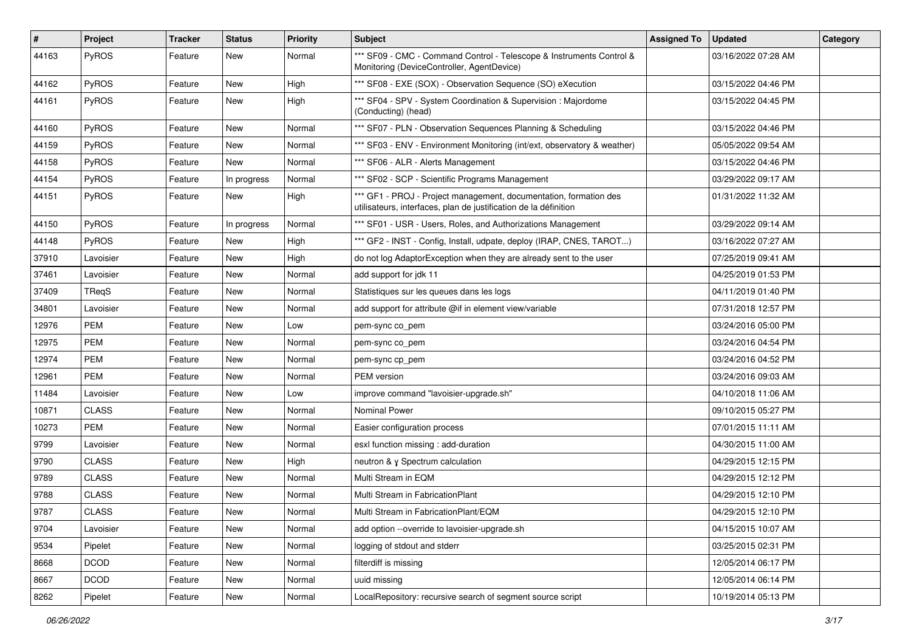| # | Project | Tracker | Status | Priority | Subject | Assigned To | Updated | Category |
|---|---|---|---|---|---|---|---|---|
| 44163 | PyROS | Feature | New | Normal | *** SF09 - CMC - Command Control - Telescope & Instruments Control & Monitoring (DeviceController, AgentDevice) | | 03/16/2022 07:28 AM | |
| 44162 | PyROS | Feature | New | High | *** SF08 - EXE (SOX) - Observation Sequence (SO) eXecution | | 03/15/2022 04:46 PM | |
| 44161 | PyROS | Feature | New | High | *** SF04 - SPV - System Coordination & Supervision : Majordome (Conducting) (head) | | 03/15/2022 04:45 PM | |
| 44160 | PyROS | Feature | New | Normal | *** SF07 - PLN - Observation Sequences Planning & Scheduling | | 03/15/2022 04:46 PM | |
| 44159 | PyROS | Feature | New | Normal | *** SF03 - ENV - Environment Monitoring (int/ext, observatory & weather) | | 05/05/2022 09:54 AM | |
| 44158 | PyROS | Feature | New | Normal | *** SF06 - ALR - Alerts Management | | 03/15/2022 04:46 PM | |
| 44154 | PyROS | Feature | In progress | Normal | *** SF02 - SCP - Scientific Programs Management | | 03/29/2022 09:17 AM | |
| 44151 | PyROS | Feature | New | High | *** GF1 - PROJ - Project management, documentation, formation des utilisateurs, interfaces, plan de justification de la définition | | 01/31/2022 11:32 AM | |
| 44150 | PyROS | Feature | In progress | Normal | *** SF01 - USR - Users, Roles, and Authorizations Management | | 03/29/2022 09:14 AM | |
| 44148 | PyROS | Feature | New | High | *** GF2 - INST - Config, Install, udpate, deploy (IRAP, CNES, TAROT...) | | 03/16/2022 07:27 AM | |
| 37910 | Lavoisier | Feature | New | High | do not log AdaptorException when they are already sent to the user | | 07/25/2019 09:41 AM | |
| 37461 | Lavoisier | Feature | New | Normal | add support for jdk 11 | | 04/25/2019 01:53 PM | |
| 37409 | TReqS | Feature | New | Normal | Statistiques sur les queues dans les logs | | 04/11/2019 01:40 PM | |
| 34801 | Lavoisier | Feature | New | Normal | add support for attribute @if in element view/variable | | 07/31/2018 12:57 PM | |
| 12976 | PEM | Feature | New | Low | pem-sync co_pem | | 03/24/2016 05:00 PM | |
| 12975 | PEM | Feature | New | Normal | pem-sync co_pem | | 03/24/2016 04:54 PM | |
| 12974 | PEM | Feature | New | Normal | pem-sync cp_pem | | 03/24/2016 04:52 PM | |
| 12961 | PEM | Feature | New | Normal | PEM version | | 03/24/2016 09:03 AM | |
| 11484 | Lavoisier | Feature | New | Low | improve command "lavoisier-upgrade.sh" | | 04/10/2018 11:06 AM | |
| 10871 | CLASS | Feature | New | Normal | Nominal Power | | 09/10/2015 05:27 PM | |
| 10273 | PEM | Feature | New | Normal | Easier configuration process | | 07/01/2015 11:11 AM | |
| 9799 | Lavoisier | Feature | New | Normal | esxl function missing : add-duration | | 04/30/2015 11:00 AM | |
| 9790 | CLASS | Feature | New | High | neutron & γ Spectrum calculation | | 04/29/2015 12:15 PM | |
| 9789 | CLASS | Feature | New | Normal | Multi Stream in EQM | | 04/29/2015 12:12 PM | |
| 9788 | CLASS | Feature | New | Normal | Multi Stream in FabricationPlant | | 04/29/2015 12:10 PM | |
| 9787 | CLASS | Feature | New | Normal | Multi Stream in FabricationPlant/EQM | | 04/29/2015 12:10 PM | |
| 9704 | Lavoisier | Feature | New | Normal | add option --override to lavoisier-upgrade.sh | | 04/15/2015 10:07 AM | |
| 9534 | Pipelet | Feature | New | Normal | logging of stdout and stderr | | 03/25/2015 02:31 PM | |
| 8668 | DCOD | Feature | New | Normal | filterdiff is missing | | 12/05/2014 06:17 PM | |
| 8667 | DCOD | Feature | New | Normal | uuid missing | | 12/05/2014 06:14 PM | |
| 8262 | Pipelet | Feature | New | Normal | LocalRepository: recursive search of segment source script | | 10/19/2014 05:13 PM | |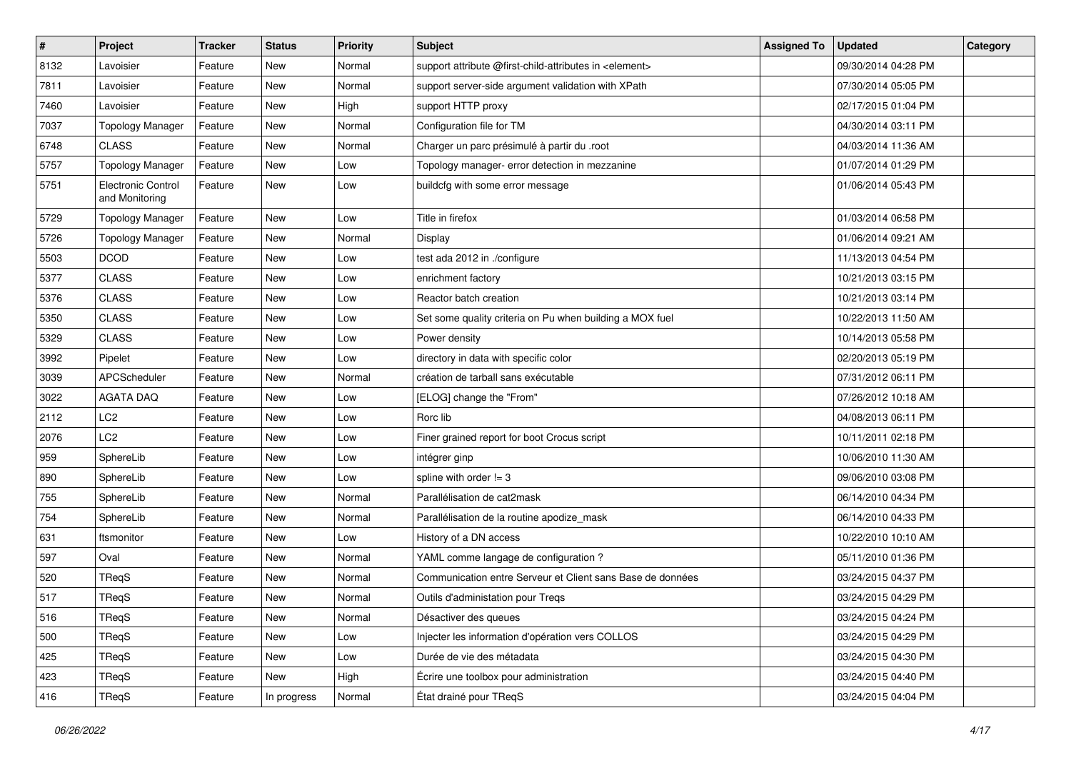| # | Project | Tracker | Status | Priority | Subject | Assigned To | Updated | Category |
|---|---|---|---|---|---|---|---|---|
| 8132 | Lavoisier | Feature | New | Normal | support attribute @first-child-attributes in <element> | | 09/30/2014 04:28 PM | |
| 7811 | Lavoisier | Feature | New | Normal | support server-side argument validation with XPath | | 07/30/2014 05:05 PM | |
| 7460 | Lavoisier | Feature | New | High | support HTTP proxy | | 02/17/2015 01:04 PM | |
| 7037 | Topology Manager | Feature | New | Normal | Configuration file for TM | | 04/30/2014 03:11 PM | |
| 6748 | CLASS | Feature | New | Normal | Charger un parc présimulé à partir du .root | | 04/03/2014 11:36 AM | |
| 5757 | Topology Manager | Feature | New | Low | Topology manager- error detection in mezzanine | | 01/07/2014 01:29 PM | |
| 5751 | Electronic Control and Monitoring | Feature | New | Low | buildcfg with some error message | | 01/06/2014 05:43 PM | |
| 5729 | Topology Manager | Feature | New | Low | Title in firefox | | 01/03/2014 06:58 PM | |
| 5726 | Topology Manager | Feature | New | Normal | Display | | 01/06/2014 09:21 AM | |
| 5503 | DCOD | Feature | New | Low | test ada 2012 in ./configure | | 11/13/2013 04:54 PM | |
| 5377 | CLASS | Feature | New | Low | enrichment factory | | 10/21/2013 03:15 PM | |
| 5376 | CLASS | Feature | New | Low | Reactor batch creation | | 10/21/2013 03:14 PM | |
| 5350 | CLASS | Feature | New | Low | Set some quality criteria on Pu when building a MOX fuel | | 10/22/2013 11:50 AM | |
| 5329 | CLASS | Feature | New | Low | Power density | | 10/14/2013 05:58 PM | |
| 3992 | Pipelet | Feature | New | Low | directory in data with specific color | | 02/20/2013 05:19 PM | |
| 3039 | APCScheduler | Feature | New | Normal | création de tarball sans exécutable | | 07/31/2012 06:11 PM | |
| 3022 | AGATA DAQ | Feature | New | Low | [ELOG] change the "From" | | 07/26/2012 10:18 AM | |
| 2112 | LC2 | Feature | New | Low | Rorc lib | | 04/08/2013 06:11 PM | |
| 2076 | LC2 | Feature | New | Low | Finer grained report for boot Crocus script | | 10/11/2011 02:18 PM | |
| 959 | SphereLib | Feature | New | Low | intégrer ginp | | 10/06/2010 11:30 AM | |
| 890 | SphereLib | Feature | New | Low | spline with order != 3 | | 09/06/2010 03:08 PM | |
| 755 | SphereLib | Feature | New | Normal | Parallélisation de cat2mask | | 06/14/2010 04:34 PM | |
| 754 | SphereLib | Feature | New | Normal | Parallélisation de la routine apodize_mask | | 06/14/2010 04:33 PM | |
| 631 | ftsmonitor | Feature | New | Low | History of a DN access | | 10/22/2010 10:10 AM | |
| 597 | Oval | Feature | New | Normal | YAML comme langage de configuration ? | | 05/11/2010 01:36 PM | |
| 520 | TReqS | Feature | New | Normal | Communication entre Serveur et Client sans Base de données | | 03/24/2015 04:37 PM | |
| 517 | TReqS | Feature | New | Normal | Outils d'administation pour Treqs | | 03/24/2015 04:29 PM | |
| 516 | TReqS | Feature | New | Normal | Désactiver des queues | | 03/24/2015 04:24 PM | |
| 500 | TReqS | Feature | New | Low | Injecter les information d'opération vers COLLOS | | 03/24/2015 04:29 PM | |
| 425 | TReqS | Feature | New | Low | Durée de vie des métadata | | 03/24/2015 04:30 PM | |
| 423 | TReqS | Feature | New | High | Écrire une toolbox pour administration | | 03/24/2015 04:40 PM | |
| 416 | TReqS | Feature | In progress | Normal | État drainé pour TReqS | | 03/24/2015 04:04 PM | |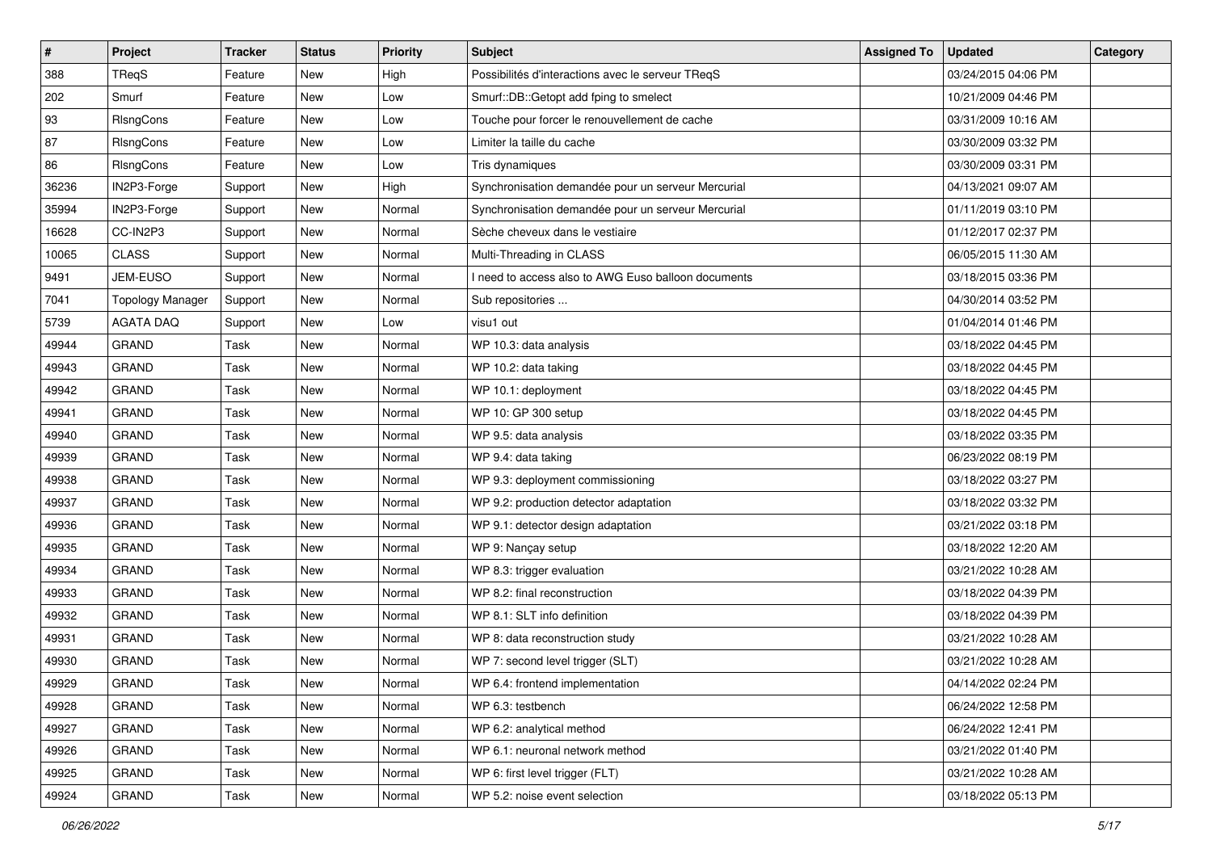| # | Project | Tracker | Status | Priority | Subject | Assigned To | Updated | Category |
|---|---|---|---|---|---|---|---|---|
| 388 | TReqS | Feature | New | High | Possibilités d'interactions avec le serveur TReqS | | 03/24/2015 04:06 PM | |
| 202 | Smurf | Feature | New | Low | Smurf::DB::Getopt add fping to smelect | | 10/21/2009 04:46 PM | |
| 93 | RIsngCons | Feature | New | Low | Touche pour forcer le renouvellement de cache | | 03/31/2009 10:16 AM | |
| 87 | RIsngCons | Feature | New | Low | Limiter la taille du cache | | 03/30/2009 03:32 PM | |
| 86 | RIsngCons | Feature | New | Low | Tris dynamiques | | 03/30/2009 03:31 PM | |
| 36236 | IN2P3-Forge | Support | New | High | Synchronisation demandée pour un serveur Mercurial | | 04/13/2021 09:07 AM | |
| 35994 | IN2P3-Forge | Support | New | Normal | Synchronisation demandée pour un serveur Mercurial | | 01/11/2019 03:10 PM | |
| 16628 | CC-IN2P3 | Support | New | Normal | Sèche cheveux dans le vestiaire | | 01/12/2017 02:37 PM | |
| 10065 | CLASS | Support | New | Normal | Multi-Threading in CLASS | | 06/05/2015 11:30 AM | |
| 9491 | JEM-EUSO | Support | New | Normal | I need to access also to AWG Euso balloon documents | | 03/18/2015 03:36 PM | |
| 7041 | Topology Manager | Support | New | Normal | Sub repositories ... | | 04/30/2014 03:52 PM | |
| 5739 | AGATA DAQ | Support | New | Low | visu1 out | | 01/04/2014 01:46 PM | |
| 49944 | GRAND | Task | New | Normal | WP 10.3: data analysis | | 03/18/2022 04:45 PM | |
| 49943 | GRAND | Task | New | Normal | WP 10.2: data taking | | 03/18/2022 04:45 PM | |
| 49942 | GRAND | Task | New | Normal | WP 10.1: deployment | | 03/18/2022 04:45 PM | |
| 49941 | GRAND | Task | New | Normal | WP 10: GP 300 setup | | 03/18/2022 04:45 PM | |
| 49940 | GRAND | Task | New | Normal | WP 9.5: data analysis | | 03/18/2022 03:35 PM | |
| 49939 | GRAND | Task | New | Normal | WP 9.4: data taking | | 06/23/2022 08:19 PM | |
| 49938 | GRAND | Task | New | Normal | WP 9.3: deployment commissioning | | 03/18/2022 03:27 PM | |
| 49937 | GRAND | Task | New | Normal | WP 9.2: production detector adaptation | | 03/18/2022 03:32 PM | |
| 49936 | GRAND | Task | New | Normal | WP 9.1: detector design adaptation | | 03/21/2022 03:18 PM | |
| 49935 | GRAND | Task | New | Normal | WP 9: Nançay setup | | 03/18/2022 12:20 AM | |
| 49934 | GRAND | Task | New | Normal | WP 8.3: trigger evaluation | | 03/21/2022 10:28 AM | |
| 49933 | GRAND | Task | New | Normal | WP 8.2: final reconstruction | | 03/18/2022 04:39 PM | |
| 49932 | GRAND | Task | New | Normal | WP 8.1: SLT info definition | | 03/18/2022 04:39 PM | |
| 49931 | GRAND | Task | New | Normal | WP 8: data reconstruction study | | 03/21/2022 10:28 AM | |
| 49930 | GRAND | Task | New | Normal | WP 7: second level trigger (SLT) | | 03/21/2022 10:28 AM | |
| 49929 | GRAND | Task | New | Normal | WP 6.4: frontend implementation | | 04/14/2022 02:24 PM | |
| 49928 | GRAND | Task | New | Normal | WP 6.3: testbench | | 06/24/2022 12:58 PM | |
| 49927 | GRAND | Task | New | Normal | WP 6.2: analytical method | | 06/24/2022 12:41 PM | |
| 49926 | GRAND | Task | New | Normal | WP 6.1: neuronal network method | | 03/21/2022 01:40 PM | |
| 49925 | GRAND | Task | New | Normal | WP 6: first level trigger (FLT) | | 03/21/2022 10:28 AM | |
| 49924 | GRAND | Task | New | Normal | WP 5.2: noise event selection | | 03/18/2022 05:13 PM | |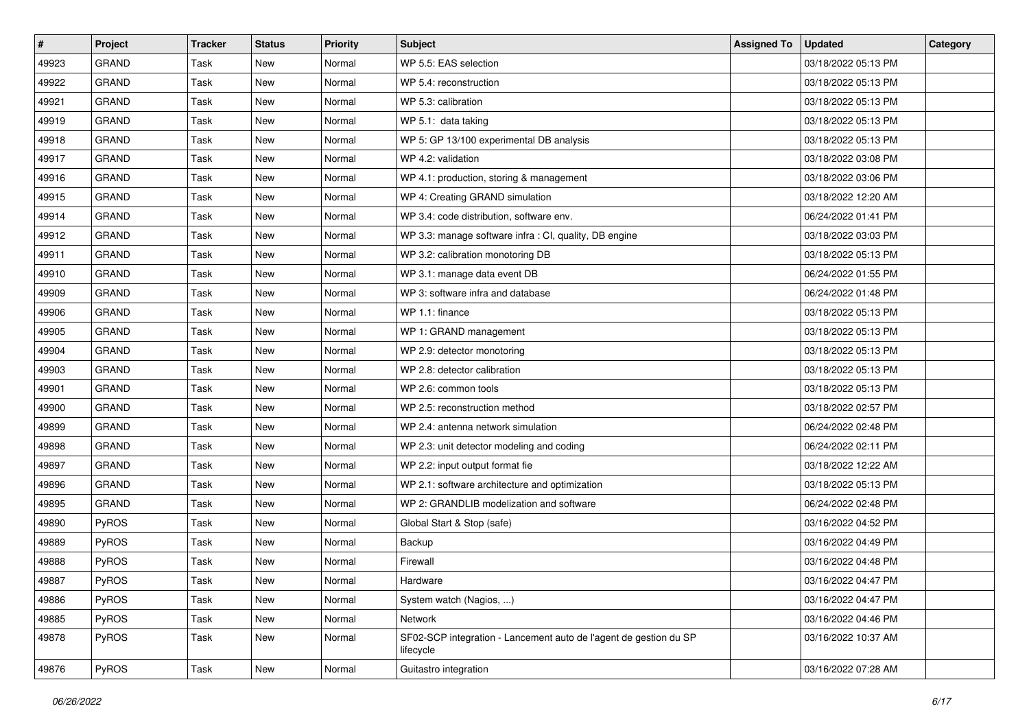| # | Project | Tracker | Status | Priority | Subject | Assigned To | Updated | Category |
|---|---|---|---|---|---|---|---|---|
| 49923 | GRAND | Task | New | Normal | WP 5.5: EAS selection | | 03/18/2022 05:13 PM | |
| 49922 | GRAND | Task | New | Normal | WP 5.4: reconstruction | | 03/18/2022 05:13 PM | |
| 49921 | GRAND | Task | New | Normal | WP 5.3: calibration | | 03/18/2022 05:13 PM | |
| 49919 | GRAND | Task | New | Normal | WP 5.1: data taking | | 03/18/2022 05:13 PM | |
| 49918 | GRAND | Task | New | Normal | WP 5: GP 13/100 experimental DB analysis | | 03/18/2022 05:13 PM | |
| 49917 | GRAND | Task | New | Normal | WP 4.2: validation | | 03/18/2022 03:08 PM | |
| 49916 | GRAND | Task | New | Normal | WP 4.1: production, storing & management | | 03/18/2022 03:06 PM | |
| 49915 | GRAND | Task | New | Normal | WP 4: Creating GRAND simulation | | 03/18/2022 12:20 AM | |
| 49914 | GRAND | Task | New | Normal | WP 3.4: code distribution, software env. | | 06/24/2022 01:41 PM | |
| 49912 | GRAND | Task | New | Normal | WP 3.3: manage software infra : CI, quality, DB engine | | 03/18/2022 03:03 PM | |
| 49911 | GRAND | Task | New | Normal | WP 3.2: calibration monotoring DB | | 03/18/2022 05:13 PM | |
| 49910 | GRAND | Task | New | Normal | WP 3.1: manage data event DB | | 06/24/2022 01:55 PM | |
| 49909 | GRAND | Task | New | Normal | WP 3: software infra and database | | 06/24/2022 01:48 PM | |
| 49906 | GRAND | Task | New | Normal | WP 1.1: finance | | 03/18/2022 05:13 PM | |
| 49905 | GRAND | Task | New | Normal | WP 1: GRAND management | | 03/18/2022 05:13 PM | |
| 49904 | GRAND | Task | New | Normal | WP 2.9: detector monotoring | | 03/18/2022 05:13 PM | |
| 49903 | GRAND | Task | New | Normal | WP 2.8: detector calibration | | 03/18/2022 05:13 PM | |
| 49901 | GRAND | Task | New | Normal | WP 2.6: common tools | | 03/18/2022 05:13 PM | |
| 49900 | GRAND | Task | New | Normal | WP 2.5: reconstruction method | | 03/18/2022 02:57 PM | |
| 49899 | GRAND | Task | New | Normal | WP 2.4: antenna network simulation | | 06/24/2022 02:48 PM | |
| 49898 | GRAND | Task | New | Normal | WP 2.3: unit detector modeling and coding | | 06/24/2022 02:11 PM | |
| 49897 | GRAND | Task | New | Normal | WP 2.2: input output format fie | | 03/18/2022 12:22 AM | |
| 49896 | GRAND | Task | New | Normal | WP 2.1: software architecture and optimization | | 03/18/2022 05:13 PM | |
| 49895 | GRAND | Task | New | Normal | WP 2: GRANDLIB modelization and software | | 06/24/2022 02:48 PM | |
| 49890 | PyROS | Task | New | Normal | Global Start & Stop (safe) | | 03/16/2022 04:52 PM | |
| 49889 | PyROS | Task | New | Normal | Backup | | 03/16/2022 04:49 PM | |
| 49888 | PyROS | Task | New | Normal | Firewall | | 03/16/2022 04:48 PM | |
| 49887 | PyROS | Task | New | Normal | Hardware | | 03/16/2022 04:47 PM | |
| 49886 | PyROS | Task | New | Normal | System watch (Nagios, ...) | | 03/16/2022 04:47 PM | |
| 49885 | PyROS | Task | New | Normal | Network | | 03/16/2022 04:46 PM | |
| 49878 | PyROS | Task | New | Normal | SF02-SCP integration - Lancement auto de l'agent de gestion du SP lifecycle | | 03/16/2022 10:37 AM | |
| 49876 | PyROS | Task | New | Normal | Guitastro integration | | 03/16/2022 07:28 AM | |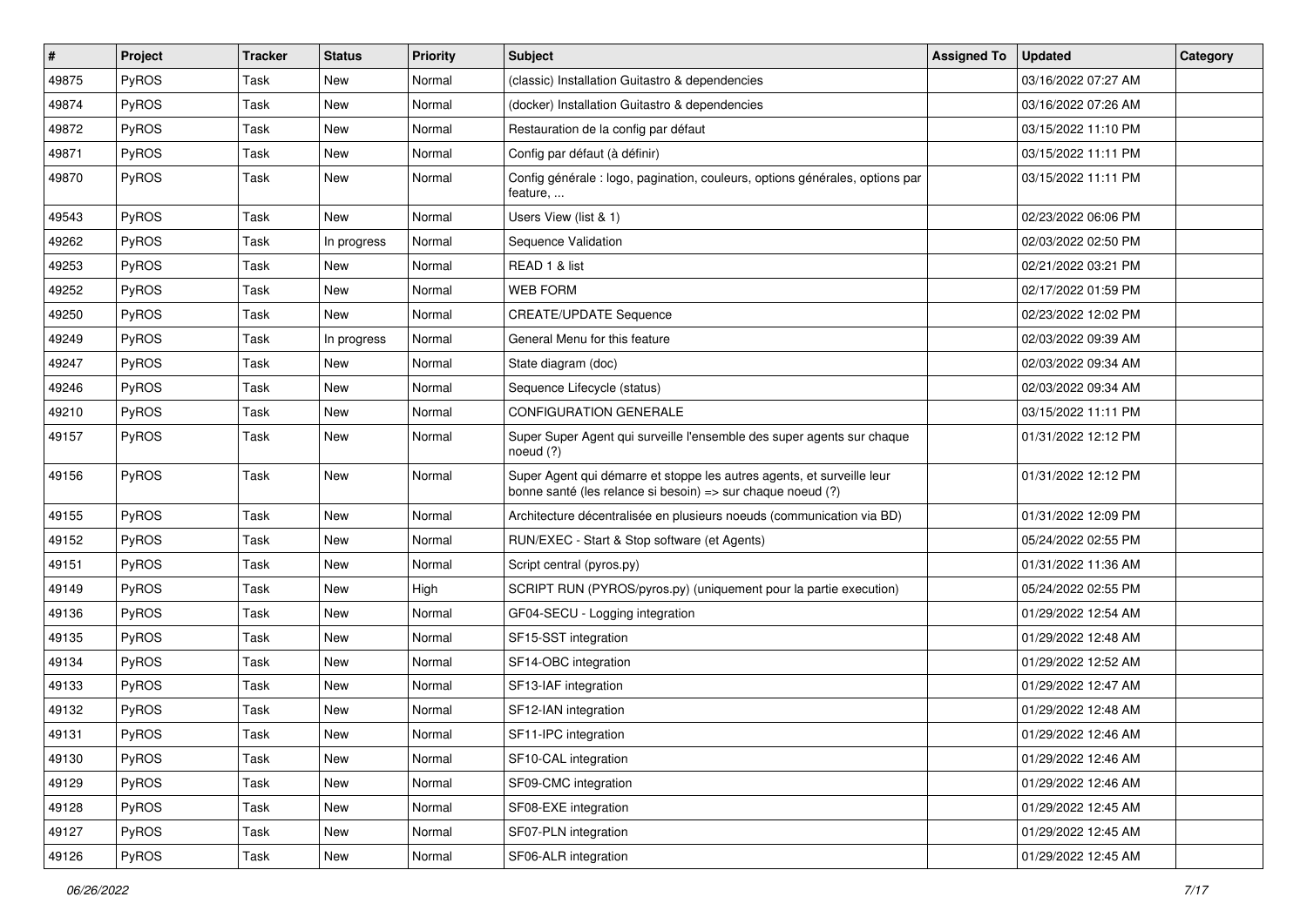| # | Project | Tracker | Status | Priority | Subject | Assigned To | Updated | Category |
|---|---|---|---|---|---|---|---|---|
| 49875 | PyROS | Task | New | Normal | (classic) Installation Guitastro & dependencies | | 03/16/2022 07:27 AM | |
| 49874 | PyROS | Task | New | Normal | (docker) Installation Guitastro & dependencies | | 03/16/2022 07:26 AM | |
| 49872 | PyROS | Task | New | Normal | Restauration de la config par défaut | | 03/15/2022 11:10 PM | |
| 49871 | PyROS | Task | New | Normal | Config par défaut (à définir) | | 03/15/2022 11:11 PM | |
| 49870 | PyROS | Task | New | Normal | Config générale : logo, pagination, couleurs, options générales, options par feature, ... | | 03/15/2022 11:11 PM | |
| 49543 | PyROS | Task | New | Normal | Users View (list & 1) | | 02/23/2022 06:06 PM | |
| 49262 | PyROS | Task | In progress | Normal | Sequence Validation | | 02/03/2022 02:50 PM | |
| 49253 | PyROS | Task | New | Normal | READ 1 & list | | 02/21/2022 03:21 PM | |
| 49252 | PyROS | Task | New | Normal | WEB FORM | | 02/17/2022 01:59 PM | |
| 49250 | PyROS | Task | New | Normal | CREATE/UPDATE Sequence | | 02/23/2022 12:02 PM | |
| 49249 | PyROS | Task | In progress | Normal | General Menu for this feature | | 02/03/2022 09:39 AM | |
| 49247 | PyROS | Task | New | Normal | State diagram (doc) | | 02/03/2022 09:34 AM | |
| 49246 | PyROS | Task | New | Normal | Sequence Lifecycle (status) | | 02/03/2022 09:34 AM | |
| 49210 | PyROS | Task | New | Normal | CONFIGURATION GENERALE | | 03/15/2022 11:11 PM | |
| 49157 | PyROS | Task | New | Normal | Super Super Agent qui surveille l'ensemble des super agents sur chaque noeud (?) | | 01/31/2022 12:12 PM | |
| 49156 | PyROS | Task | New | Normal | Super Agent qui démarre et stoppe les autres agents, et surveille leur bonne santé (les relance si besoin) => sur chaque noeud (?) | | 01/31/2022 12:12 PM | |
| 49155 | PyROS | Task | New | Normal | Architecture décentralisée en plusieurs noeuds (communication via BD) | | 01/31/2022 12:09 PM | |
| 49152 | PyROS | Task | New | Normal | RUN/EXEC - Start & Stop software (et Agents) | | 05/24/2022 02:55 PM | |
| 49151 | PyROS | Task | New | Normal | Script central (pyros.py) | | 01/31/2022 11:36 AM | |
| 49149 | PyROS | Task | New | High | SCRIPT RUN (PYROS/pyros.py) (uniquement pour la partie execution) | | 05/24/2022 02:55 PM | |
| 49136 | PyROS | Task | New | Normal | GF04-SECU - Logging integration | | 01/29/2022 12:54 AM | |
| 49135 | PyROS | Task | New | Normal | SF15-SST integration | | 01/29/2022 12:48 AM | |
| 49134 | PyROS | Task | New | Normal | SF14-OBC integration | | 01/29/2022 12:52 AM | |
| 49133 | PyROS | Task | New | Normal | SF13-IAF integration | | 01/29/2022 12:47 AM | |
| 49132 | PyROS | Task | New | Normal | SF12-IAN integration | | 01/29/2022 12:48 AM | |
| 49131 | PyROS | Task | New | Normal | SF11-IPC integration | | 01/29/2022 12:46 AM | |
| 49130 | PyROS | Task | New | Normal | SF10-CAL integration | | 01/29/2022 12:46 AM | |
| 49129 | PyROS | Task | New | Normal | SF09-CMC integration | | 01/29/2022 12:46 AM | |
| 49128 | PyROS | Task | New | Normal | SF08-EXE integration | | 01/29/2022 12:45 AM | |
| 49127 | PyROS | Task | New | Normal | SF07-PLN integration | | 01/29/2022 12:45 AM | |
| 49126 | PyROS | Task | New | Normal | SF06-ALR integration | | 01/29/2022 12:45 AM | |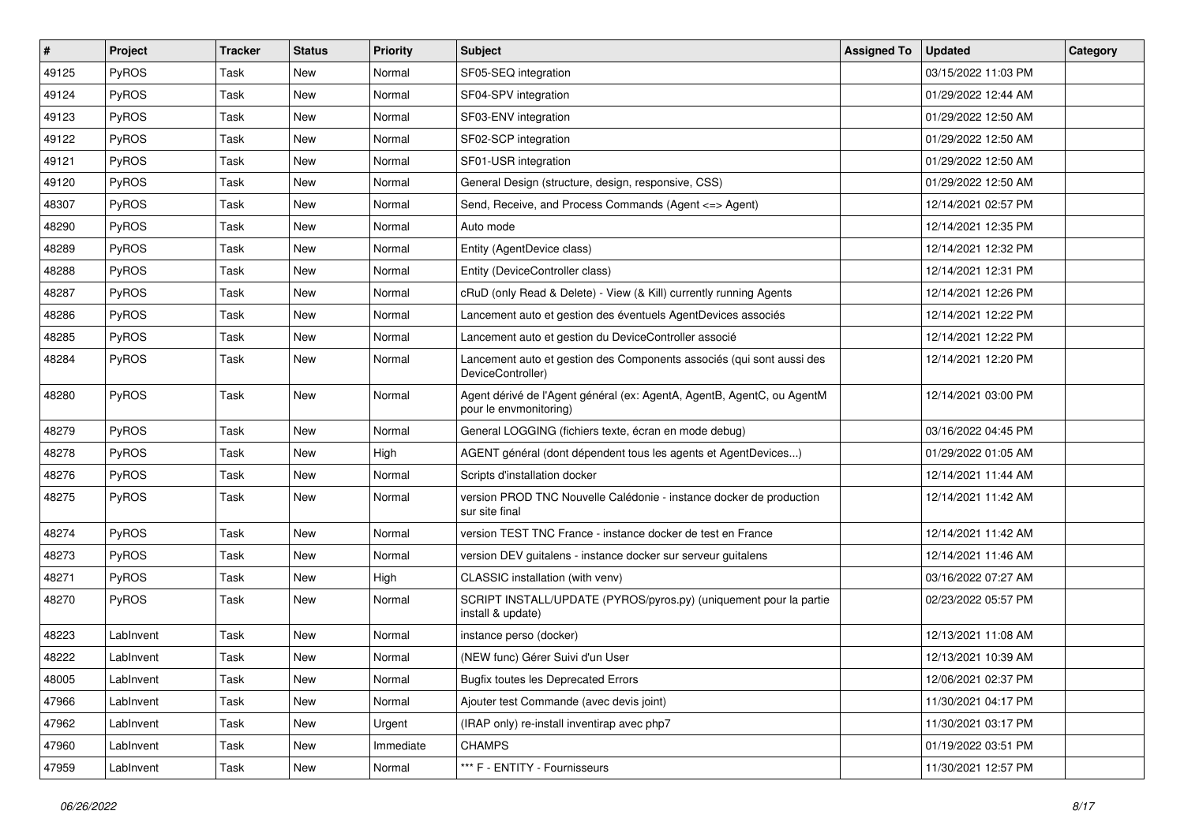| # | Project | Tracker | Status | Priority | Subject | Assigned To | Updated | Category |
|---|---|---|---|---|---|---|---|---|
| 49125 | PyROS | Task | New | Normal | SF05-SEQ integration | | 03/15/2022 11:03 PM | |
| 49124 | PyROS | Task | New | Normal | SF04-SPV integration | | 01/29/2022 12:44 AM | |
| 49123 | PyROS | Task | New | Normal | SF03-ENV integration | | 01/29/2022 12:50 AM | |
| 49122 | PyROS | Task | New | Normal | SF02-SCP integration | | 01/29/2022 12:50 AM | |
| 49121 | PyROS | Task | New | Normal | SF01-USR integration | | 01/29/2022 12:50 AM | |
| 49120 | PyROS | Task | New | Normal | General Design (structure, design, responsive, CSS) | | 01/29/2022 12:50 AM | |
| 48307 | PyROS | Task | New | Normal | Send, Receive, and Process Commands (Agent <=> Agent) | | 12/14/2021 02:57 PM | |
| 48290 | PyROS | Task | New | Normal | Auto mode | | 12/14/2021 12:35 PM | |
| 48289 | PyROS | Task | New | Normal | Entity (AgentDevice class) | | 12/14/2021 12:32 PM | |
| 48288 | PyROS | Task | New | Normal | Entity (DeviceController class) | | 12/14/2021 12:31 PM | |
| 48287 | PyROS | Task | New | Normal | cRuD (only Read & Delete) - View (& Kill) currently running Agents | | 12/14/2021 12:26 PM | |
| 48286 | PyROS | Task | New | Normal | Lancement auto et gestion des éventuels AgentDevices associés | | 12/14/2021 12:22 PM | |
| 48285 | PyROS | Task | New | Normal | Lancement auto et gestion du DeviceController associé | | 12/14/2021 12:22 PM | |
| 48284 | PyROS | Task | New | Normal | Lancement auto et gestion des Components associés (qui sont aussi des DeviceController) | | 12/14/2021 12:20 PM | |
| 48280 | PyROS | Task | New | Normal | Agent dérivé de l'Agent général (ex: AgentA, AgentB, AgentC, ou AgentM pour le envmonitoring) | | 12/14/2021 03:00 PM | |
| 48279 | PyROS | Task | New | Normal | General LOGGING (fichiers texte, écran en mode debug) | | 03/16/2022 04:45 PM | |
| 48278 | PyROS | Task | New | High | AGENT général (dont dépendent tous les agents et AgentDevices...) | | 01/29/2022 01:05 AM | |
| 48276 | PyROS | Task | New | Normal | Scripts d'installation docker | | 12/14/2021 11:44 AM | |
| 48275 | PyROS | Task | New | Normal | version PROD TNC Nouvelle Calédonie - instance docker de production sur site final | | 12/14/2021 11:42 AM | |
| 48274 | PyROS | Task | New | Normal | version TEST TNC France - instance docker de test en France | | 12/14/2021 11:42 AM | |
| 48273 | PyROS | Task | New | Normal | version DEV guitalens - instance docker sur serveur guitalens | | 12/14/2021 11:46 AM | |
| 48271 | PyROS | Task | New | High | CLASSIC installation (with venv) | | 03/16/2022 07:27 AM | |
| 48270 | PyROS | Task | New | Normal | SCRIPT INSTALL/UPDATE (PYROS/pyros.py) (uniquement pour la partie install & update) | | 02/23/2022 05:57 PM | |
| 48223 | LabInvent | Task | New | Normal | instance perso (docker) | | 12/13/2021 11:08 AM | |
| 48222 | LabInvent | Task | New | Normal | (NEW func) Gérer Suivi d'un User | | 12/13/2021 10:39 AM | |
| 48005 | LabInvent | Task | New | Normal | Bugfix toutes les Deprecated Errors | | 12/06/2021 02:37 PM | |
| 47966 | LabInvent | Task | New | Normal | Ajouter test Commande (avec devis joint) | | 11/30/2021 04:17 PM | |
| 47962 | LabInvent | Task | New | Urgent | (IRAP only) re-install inventirap avec php7 | | 11/30/2021 03:17 PM | |
| 47960 | LabInvent | Task | New | Immediate | CHAMPS | | 01/19/2022 03:51 PM | |
| 47959 | LabInvent | Task | New | Normal | *** F - ENTITY - Fournisseurs | | 11/30/2021 12:57 PM | |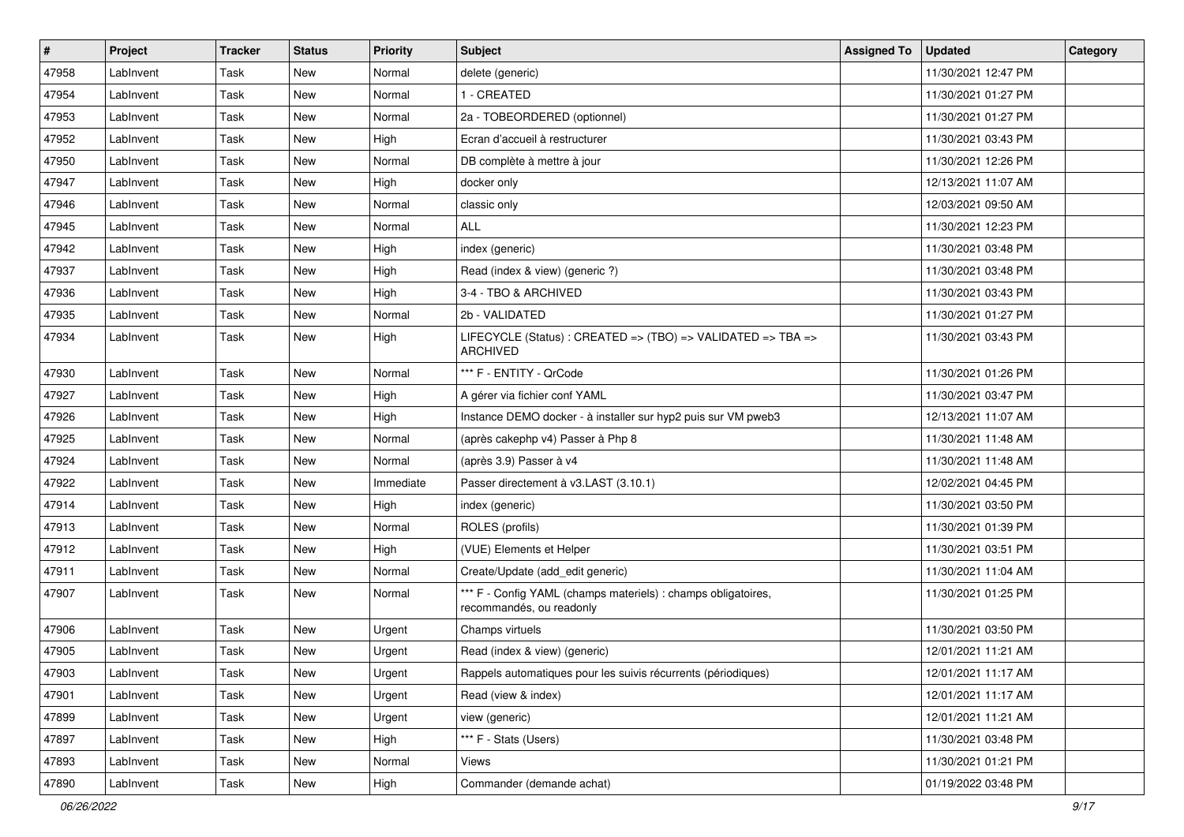| # | Project | Tracker | Status | Priority | Subject | Assigned To | Updated | Category |
|---|---|---|---|---|---|---|---|---|
| 47958 | LabInvent | Task | New | Normal | delete (generic) | | 11/30/2021 12:47 PM | |
| 47954 | LabInvent | Task | New | Normal | 1 - CREATED | | 11/30/2021 01:27 PM | |
| 47953 | LabInvent | Task | New | Normal | 2a - TOBEORDERED (optionnel) | | 11/30/2021 01:27 PM | |
| 47952 | LabInvent | Task | New | High | Ecran d'accueil à restructurer | | 11/30/2021 03:43 PM | |
| 47950 | LabInvent | Task | New | Normal | DB complète à mettre à jour | | 11/30/2021 12:26 PM | |
| 47947 | LabInvent | Task | New | High | docker only | | 12/13/2021 11:07 AM | |
| 47946 | LabInvent | Task | New | Normal | classic only | | 12/03/2021 09:50 AM | |
| 47945 | LabInvent | Task | New | Normal | ALL | | 11/30/2021 12:23 PM | |
| 47942 | LabInvent | Task | New | High | index (generic) | | 11/30/2021 03:48 PM | |
| 47937 | LabInvent | Task | New | High | Read (index & view) (generic ?) | | 11/30/2021 03:48 PM | |
| 47936 | LabInvent | Task | New | High | 3-4 - TBO & ARCHIVED | | 11/30/2021 03:43 PM | |
| 47935 | LabInvent | Task | New | Normal | 2b - VALIDATED | | 11/30/2021 01:27 PM | |
| 47934 | LabInvent | Task | New | High | LIFECYCLE (Status) : CREATED => (TBO) => VALIDATED => TBA => ARCHIVED | | 11/30/2021 03:43 PM | |
| 47930 | LabInvent | Task | New | Normal | *** F - ENTITY - QrCode | | 11/30/2021 01:26 PM | |
| 47927 | LabInvent | Task | New | High | A gérer via fichier conf YAML | | 11/30/2021 03:47 PM | |
| 47926 | LabInvent | Task | New | High | Instance DEMO docker - à installer sur hyp2 puis sur VM pweb3 | | 12/13/2021 11:07 AM | |
| 47925 | LabInvent | Task | New | Normal | (après cakephp v4) Passer à Php 8 | | 11/30/2021 11:48 AM | |
| 47924 | LabInvent | Task | New | Normal | (après 3.9) Passer à v4 | | 11/30/2021 11:48 AM | |
| 47922 | LabInvent | Task | New | Immediate | Passer directement à v3.LAST (3.10.1) | | 12/02/2021 04:45 PM | |
| 47914 | LabInvent | Task | New | High | index (generic) | | 11/30/2021 03:50 PM | |
| 47913 | LabInvent | Task | New | Normal | ROLES (profils) | | 11/30/2021 01:39 PM | |
| 47912 | LabInvent | Task | New | High | (VUE) Elements et Helper | | 11/30/2021 03:51 PM | |
| 47911 | LabInvent | Task | New | Normal | Create/Update (add_edit generic) | | 11/30/2021 11:04 AM | |
| 47907 | LabInvent | Task | New | Normal | *** F - Config YAML (champs materiels) : champs obligatoires, recommandés, ou readonly | | 11/30/2021 01:25 PM | |
| 47906 | LabInvent | Task | New | Urgent | Champs virtuels | | 11/30/2021 03:50 PM | |
| 47905 | LabInvent | Task | New | Urgent | Read (index & view) (generic) | | 12/01/2021 11:21 AM | |
| 47903 | LabInvent | Task | New | Urgent | Rappels automatiques pour les suivis récurrents (périodiques) | | 12/01/2021 11:17 AM | |
| 47901 | LabInvent | Task | New | Urgent | Read (view & index) | | 12/01/2021 11:17 AM | |
| 47899 | LabInvent | Task | New | Urgent | view (generic) | | 12/01/2021 11:21 AM | |
| 47897 | LabInvent | Task | New | High | *** F - Stats (Users) | | 11/30/2021 03:48 PM | |
| 47893 | LabInvent | Task | New | Normal | Views | | 11/30/2021 01:21 PM | |
| 47890 | LabInvent | Task | New | High | Commander (demande achat) | | 01/19/2022 03:48 PM | |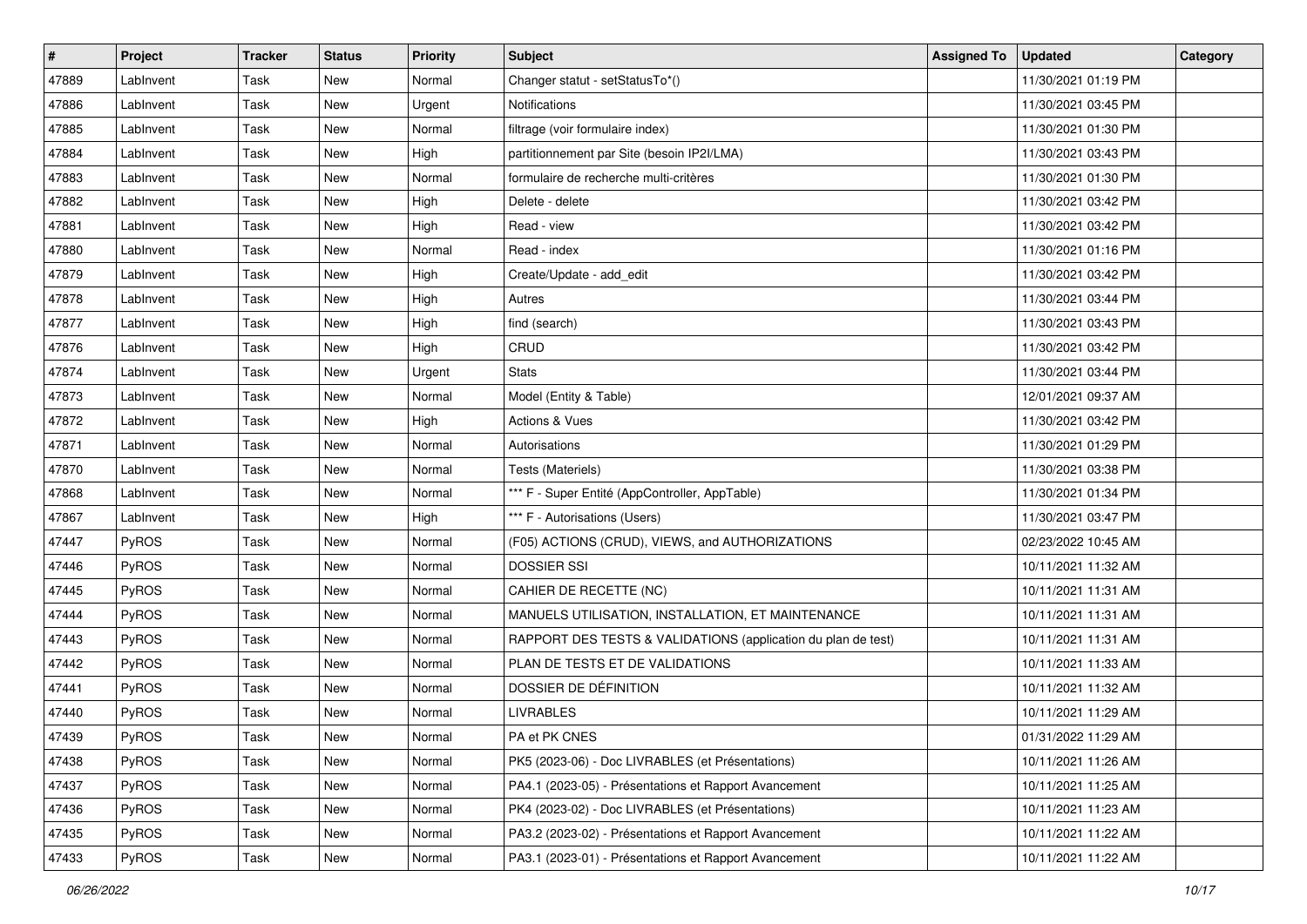| # | Project | Tracker | Status | Priority | Subject | Assigned To | Updated | Category |
|---|---|---|---|---|---|---|---|---|
| 47889 | LabInvent | Task | New | Normal | Changer statut - setStatusTo*() | | 11/30/2021 01:19 PM | |
| 47886 | LabInvent | Task | New | Urgent | Notifications | | 11/30/2021 03:45 PM | |
| 47885 | LabInvent | Task | New | Normal | filtrage (voir formulaire index) | | 11/30/2021 01:30 PM | |
| 47884 | LabInvent | Task | New | High | partitionnement par Site (besoin IP2I/LMA) | | 11/30/2021 03:43 PM | |
| 47883 | LabInvent | Task | New | Normal | formulaire de recherche multi-critères | | 11/30/2021 01:30 PM | |
| 47882 | LabInvent | Task | New | High | Delete - delete | | 11/30/2021 03:42 PM | |
| 47881 | LabInvent | Task | New | High | Read - view | | 11/30/2021 03:42 PM | |
| 47880 | LabInvent | Task | New | Normal | Read - index | | 11/30/2021 01:16 PM | |
| 47879 | LabInvent | Task | New | High | Create/Update - add_edit | | 11/30/2021 03:42 PM | |
| 47878 | LabInvent | Task | New | High | Autres | | 11/30/2021 03:44 PM | |
| 47877 | LabInvent | Task | New | High | find (search) | | 11/30/2021 03:43 PM | |
| 47876 | LabInvent | Task | New | High | CRUD | | 11/30/2021 03:42 PM | |
| 47874 | LabInvent | Task | New | Urgent | Stats | | 11/30/2021 03:44 PM | |
| 47873 | LabInvent | Task | New | Normal | Model (Entity & Table) | | 12/01/2021 09:37 AM | |
| 47872 | LabInvent | Task | New | High | Actions & Vues | | 11/30/2021 03:42 PM | |
| 47871 | LabInvent | Task | New | Normal | Autorisations | | 11/30/2021 01:29 PM | |
| 47870 | LabInvent | Task | New | Normal | Tests (Materiels) | | 11/30/2021 03:38 PM | |
| 47868 | LabInvent | Task | New | Normal | *** F - Super Entité (AppController, AppTable) | | 11/30/2021 01:34 PM | |
| 47867 | LabInvent | Task | New | High | *** F - Autorisations (Users) | | 11/30/2021 03:47 PM | |
| 47447 | PyROS | Task | New | Normal | (F05) ACTIONS (CRUD), VIEWS, and AUTHORIZATIONS | | 02/23/2022 10:45 AM | |
| 47446 | PyROS | Task | New | Normal | DOSSIER SSI | | 10/11/2021 11:32 AM | |
| 47445 | PyROS | Task | New | Normal | CAHIER DE RECETTE (NC) | | 10/11/2021 11:31 AM | |
| 47444 | PyROS | Task | New | Normal | MANUELS UTILISATION, INSTALLATION, ET MAINTENANCE | | 10/11/2021 11:31 AM | |
| 47443 | PyROS | Task | New | Normal | RAPPORT DES TESTS & VALIDATIONS (application du plan de test) | | 10/11/2021 11:31 AM | |
| 47442 | PyROS | Task | New | Normal | PLAN DE TESTS ET DE VALIDATIONS | | 10/11/2021 11:33 AM | |
| 47441 | PyROS | Task | New | Normal | DOSSIER DE DÉFINITION | | 10/11/2021 11:32 AM | |
| 47440 | PyROS | Task | New | Normal | LIVRABLES | | 10/11/2021 11:29 AM | |
| 47439 | PyROS | Task | New | Normal | PA et PK CNES | | 01/31/2022 11:29 AM | |
| 47438 | PyROS | Task | New | Normal | PK5 (2023-06) - Doc LIVRABLES (et Présentations) | | 10/11/2021 11:26 AM | |
| 47437 | PyROS | Task | New | Normal | PA4.1 (2023-05) - Présentations et Rapport Avancement | | 10/11/2021 11:25 AM | |
| 47436 | PyROS | Task | New | Normal | PK4 (2023-02) - Doc LIVRABLES (et Présentations) | | 10/11/2021 11:23 AM | |
| 47435 | PyROS | Task | New | Normal | PA3.2 (2023-02) - Présentations et Rapport Avancement | | 10/11/2021 11:22 AM | |
| 47433 | PyROS | Task | New | Normal | PA3.1 (2023-01) - Présentations et Rapport Avancement | | 10/11/2021 11:22 AM | |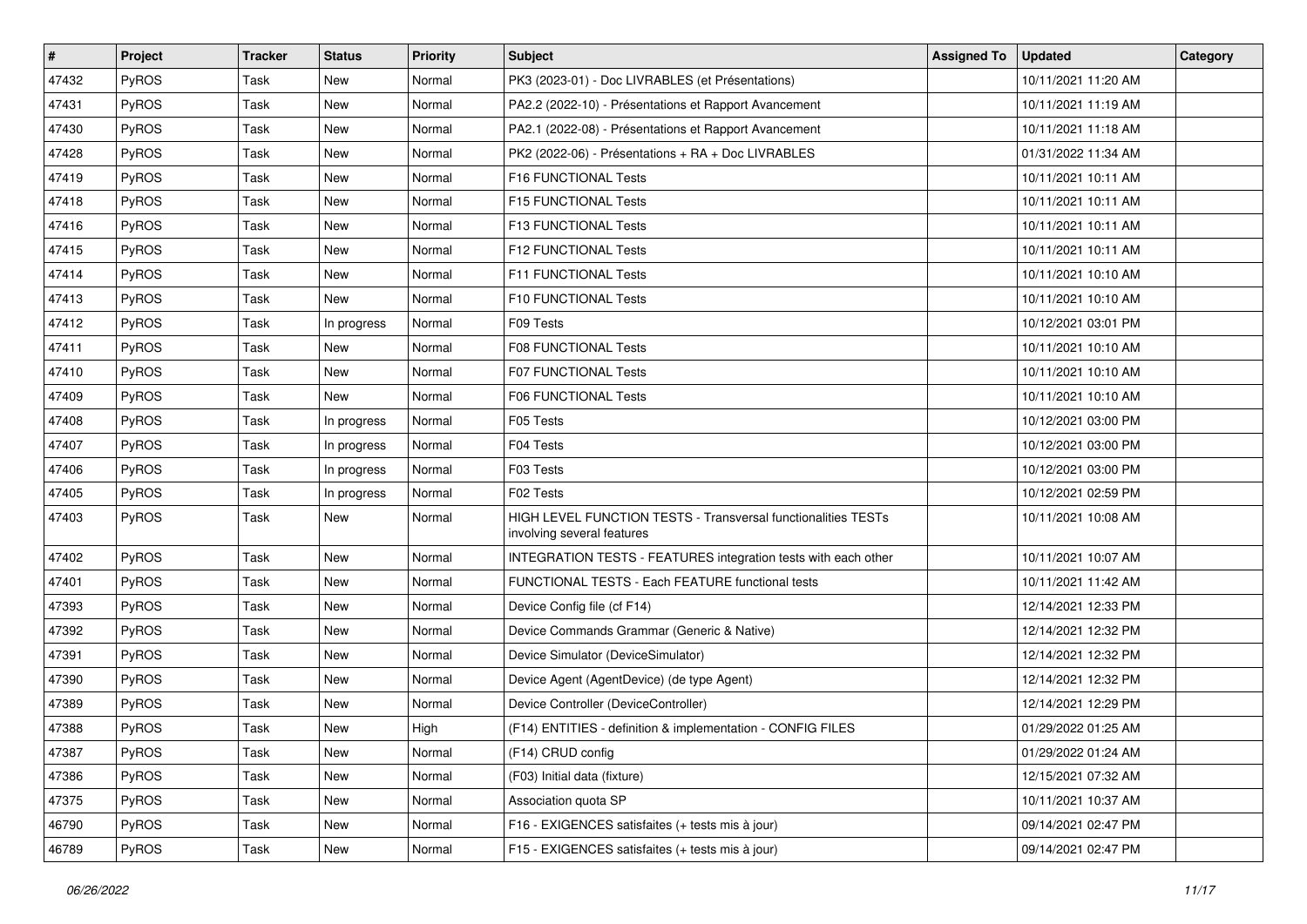| # | Project | Tracker | Status | Priority | Subject | Assigned To | Updated | Category |
|---|---|---|---|---|---|---|---|---|
| 47432 | PyROS | Task | New | Normal | PK3 (2023-01) - Doc LIVRABLES (et Présentations) | | 10/11/2021 11:20 AM | |
| 47431 | PyROS | Task | New | Normal | PA2.2 (2022-10) - Présentations et Rapport Avancement | | 10/11/2021 11:19 AM | |
| 47430 | PyROS | Task | New | Normal | PA2.1 (2022-08) - Présentations et Rapport Avancement | | 10/11/2021 11:18 AM | |
| 47428 | PyROS | Task | New | Normal | PK2 (2022-06) - Présentations + RA + Doc LIVRABLES | | 01/31/2022 11:34 AM | |
| 47419 | PyROS | Task | New | Normal | F16 FUNCTIONAL Tests | | 10/11/2021 10:11 AM | |
| 47418 | PyROS | Task | New | Normal | F15 FUNCTIONAL Tests | | 10/11/2021 10:11 AM | |
| 47416 | PyROS | Task | New | Normal | F13 FUNCTIONAL Tests | | 10/11/2021 10:11 AM | |
| 47415 | PyROS | Task | New | Normal | F12 FUNCTIONAL Tests | | 10/11/2021 10:11 AM | |
| 47414 | PyROS | Task | New | Normal | F11 FUNCTIONAL Tests | | 10/11/2021 10:10 AM | |
| 47413 | PyROS | Task | New | Normal | F10 FUNCTIONAL Tests | | 10/11/2021 10:10 AM | |
| 47412 | PyROS | Task | In progress | Normal | F09 Tests | | 10/12/2021 03:01 PM | |
| 47411 | PyROS | Task | New | Normal | F08 FUNCTIONAL Tests | | 10/11/2021 10:10 AM | |
| 47410 | PyROS | Task | New | Normal | F07 FUNCTIONAL Tests | | 10/11/2021 10:10 AM | |
| 47409 | PyROS | Task | New | Normal | F06 FUNCTIONAL Tests | | 10/11/2021 10:10 AM | |
| 47408 | PyROS | Task | In progress | Normal | F05 Tests | | 10/12/2021 03:00 PM | |
| 47407 | PyROS | Task | In progress | Normal | F04 Tests | | 10/12/2021 03:00 PM | |
| 47406 | PyROS | Task | In progress | Normal | F03 Tests | | 10/12/2021 03:00 PM | |
| 47405 | PyROS | Task | In progress | Normal | F02 Tests | | 10/12/2021 02:59 PM | |
| 47403 | PyROS | Task | New | Normal | HIGH LEVEL FUNCTION TESTS - Transversal functionalities TESTs involving several features | | 10/11/2021 10:08 AM | |
| 47402 | PyROS | Task | New | Normal | INTEGRATION TESTS - FEATURES integration tests with each other | | 10/11/2021 10:07 AM | |
| 47401 | PyROS | Task | New | Normal | FUNCTIONAL TESTS - Each FEATURE functional tests | | 10/11/2021 11:42 AM | |
| 47393 | PyROS | Task | New | Normal | Device Config file (cf F14) | | 12/14/2021 12:33 PM | |
| 47392 | PyROS | Task | New | Normal | Device Commands Grammar (Generic & Native) | | 12/14/2021 12:32 PM | |
| 47391 | PyROS | Task | New | Normal | Device Simulator (DeviceSimulator) | | 12/14/2021 12:32 PM | |
| 47390 | PyROS | Task | New | Normal | Device Agent (AgentDevice) (de type Agent) | | 12/14/2021 12:32 PM | |
| 47389 | PyROS | Task | New | Normal | Device Controller (DeviceController) | | 12/14/2021 12:29 PM | |
| 47388 | PyROS | Task | New | High | (F14) ENTITIES - definition & implementation - CONFIG FILES | | 01/29/2022 01:25 AM | |
| 47387 | PyROS | Task | New | Normal | (F14) CRUD config | | 01/29/2022 01:24 AM | |
| 47386 | PyROS | Task | New | Normal | (F03) Initial data (fixture) | | 12/15/2021 07:32 AM | |
| 47375 | PyROS | Task | New | Normal | Association quota SP | | 10/11/2021 10:37 AM | |
| 46790 | PyROS | Task | New | Normal | F16 - EXIGENCES satisfaites (+ tests mis à jour) | | 09/14/2021 02:47 PM | |
| 46789 | PyROS | Task | New | Normal | F15 - EXIGENCES satisfaites (+ tests mis à jour) | | 09/14/2021 02:47 PM | |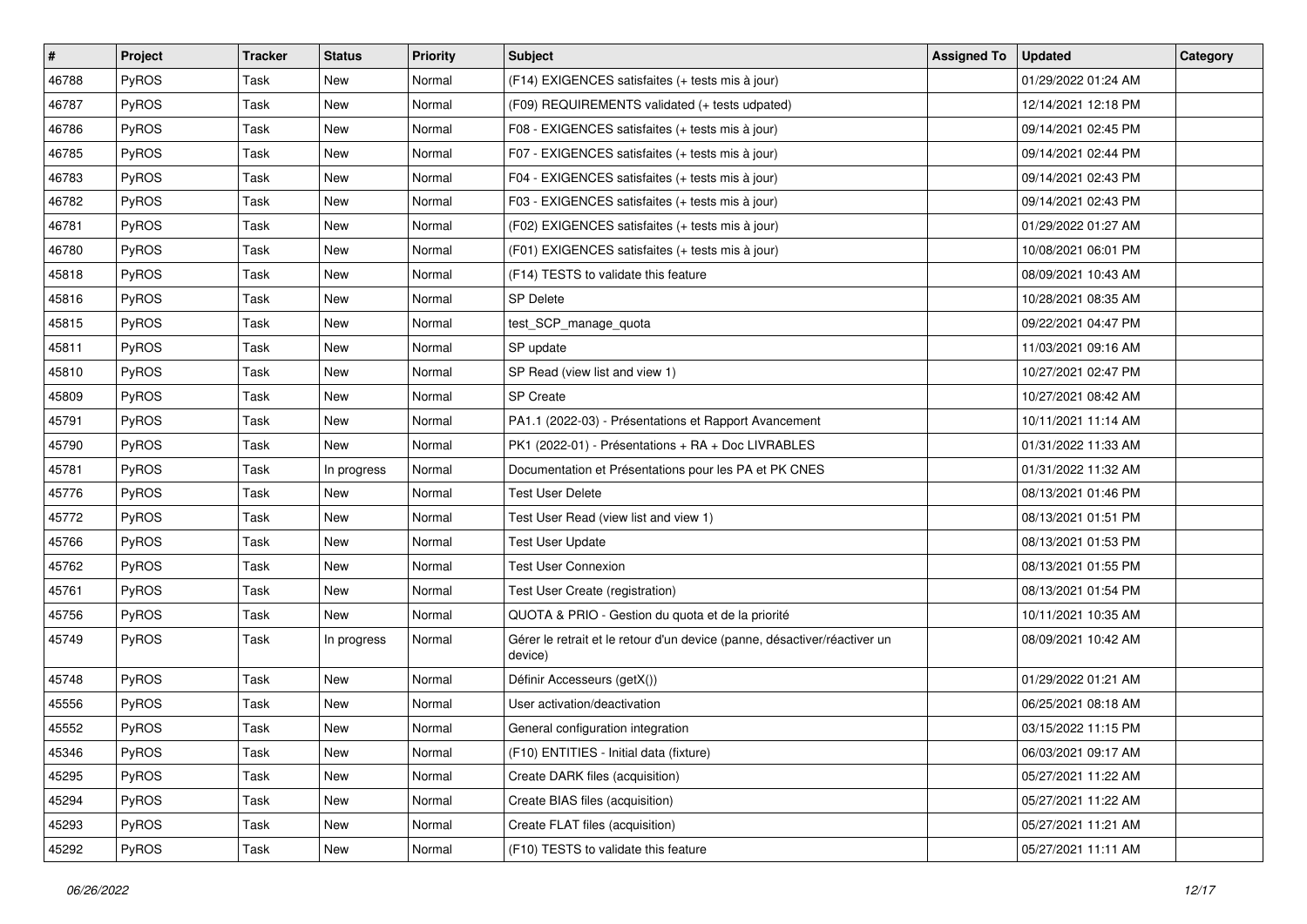| # | Project | Tracker | Status | Priority | Subject | Assigned To | Updated | Category |
|---|---|---|---|---|---|---|---|---|
| 46788 | PyROS | Task | New | Normal | (F14) EXIGENCES satisfaites (+ tests mis à jour) | | 01/29/2022 01:24 AM | |
| 46787 | PyROS | Task | New | Normal | (F09) REQUIREMENTS validated (+ tests udpated) | | 12/14/2021 12:18 PM | |
| 46786 | PyROS | Task | New | Normal | F08 - EXIGENCES satisfaites (+ tests mis à jour) | | 09/14/2021 02:45 PM | |
| 46785 | PyROS | Task | New | Normal | F07 - EXIGENCES satisfaites (+ tests mis à jour) | | 09/14/2021 02:44 PM | |
| 46783 | PyROS | Task | New | Normal | F04 - EXIGENCES satisfaites (+ tests mis à jour) | | 09/14/2021 02:43 PM | |
| 46782 | PyROS | Task | New | Normal | F03 - EXIGENCES satisfaites (+ tests mis à jour) | | 09/14/2021 02:43 PM | |
| 46781 | PyROS | Task | New | Normal | (F02) EXIGENCES satisfaites (+ tests mis à jour) | | 01/29/2022 01:27 AM | |
| 46780 | PyROS | Task | New | Normal | (F01) EXIGENCES satisfaites (+ tests mis à jour) | | 10/08/2021 06:01 PM | |
| 45818 | PyROS | Task | New | Normal | (F14) TESTS to validate this feature | | 08/09/2021 10:43 AM | |
| 45816 | PyROS | Task | New | Normal | SP Delete | | 10/28/2021 08:35 AM | |
| 45815 | PyROS | Task | New | Normal | test_SCP_manage_quota | | 09/22/2021 04:47 PM | |
| 45811 | PyROS | Task | New | Normal | SP update | | 11/03/2021 09:16 AM | |
| 45810 | PyROS | Task | New | Normal | SP Read (view list and view 1) | | 10/27/2021 02:47 PM | |
| 45809 | PyROS | Task | New | Normal | SP Create | | 10/27/2021 08:42 AM | |
| 45791 | PyROS | Task | New | Normal | PA1.1 (2022-03) - Présentations et Rapport Avancement | | 10/11/2021 11:14 AM | |
| 45790 | PyROS | Task | New | Normal | PK1 (2022-01) - Présentations + RA + Doc LIVRABLES | | 01/31/2022 11:33 AM | |
| 45781 | PyROS | Task | In progress | Normal | Documentation et Présentations pour les PA et PK CNES | | 01/31/2022 11:32 AM | |
| 45776 | PyROS | Task | New | Normal | Test User Delete | | 08/13/2021 01:46 PM | |
| 45772 | PyROS | Task | New | Normal | Test User Read (view list and view 1) | | 08/13/2021 01:51 PM | |
| 45766 | PyROS | Task | New | Normal | Test User Update | | 08/13/2021 01:53 PM | |
| 45762 | PyROS | Task | New | Normal | Test User Connexion | | 08/13/2021 01:55 PM | |
| 45761 | PyROS | Task | New | Normal | Test User Create (registration) | | 08/13/2021 01:54 PM | |
| 45756 | PyROS | Task | New | Normal | QUOTA & PRIO - Gestion du quota et de la priorité | | 10/11/2021 10:35 AM | |
| 45749 | PyROS | Task | In progress | Normal | Gérer le retrait et le retour d'un device (panne, désactiver/réactiver un device) | | 08/09/2021 10:42 AM | |
| 45748 | PyROS | Task | New | Normal | Définir Accesseurs (getX()) | | 01/29/2022 01:21 AM | |
| 45556 | PyROS | Task | New | Normal | User activation/deactivation | | 06/25/2021 08:18 AM | |
| 45552 | PyROS | Task | New | Normal | General configuration integration | | 03/15/2022 11:15 PM | |
| 45346 | PyROS | Task | New | Normal | (F10) ENTITIES - Initial data (fixture) | | 06/03/2021 09:17 AM | |
| 45295 | PyROS | Task | New | Normal | Create DARK files (acquisition) | | 05/27/2021 11:22 AM | |
| 45294 | PyROS | Task | New | Normal | Create BIAS files (acquisition) | | 05/27/2021 11:22 AM | |
| 45293 | PyROS | Task | New | Normal | Create FLAT files (acquisition) | | 05/27/2021 11:21 AM | |
| 45292 | PyROS | Task | New | Normal | (F10) TESTS to validate this feature | | 05/27/2021 11:11 AM | |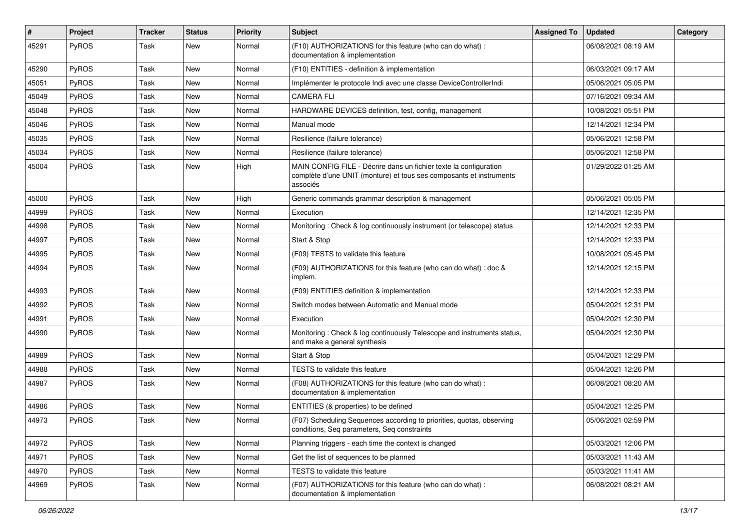| # | Project | Tracker | Status | Priority | Subject | Assigned To | Updated | Category |
|---|---|---|---|---|---|---|---|---|
| 45291 | PyROS | Task | New | Normal | (F10) AUTHORIZATIONS for this feature (who can do what) : documentation & implementation | | 06/08/2021 08:19 AM | |
| 45290 | PyROS | Task | New | Normal | (F10) ENTITIES - definition & implementation | | 06/03/2021 09:17 AM | |
| 45051 | PyROS | Task | New | Normal | Implémenter le protocole Indi avec une classe DeviceControllerIndi | | 05/06/2021 05:05 PM | |
| 45049 | PyROS | Task | New | Normal | CAMERA FLI | | 07/16/2021 09:34 AM | |
| 45048 | PyROS | Task | New | Normal | HARDWARE DEVICES definition, test, config, management | | 10/08/2021 05:51 PM | |
| 45046 | PyROS | Task | New | Normal | Manual mode | | 12/14/2021 12:34 PM | |
| 45035 | PyROS | Task | New | Normal | Resilience (failure tolerance) | | 05/06/2021 12:58 PM | |
| 45034 | PyROS | Task | New | Normal | Resilience (failure tolerance) | | 05/06/2021 12:58 PM | |
| 45004 | PyROS | Task | New | High | MAIN CONFIG FILE - Décrire dans un fichier texte la configuration complète d'une UNIT (monture) et tous ses composants et instruments associés | | 01/29/2022 01:25 AM | |
| 45000 | PyROS | Task | New | High | Generic commands grammar description & management | | 05/06/2021 05:05 PM | |
| 44999 | PyROS | Task | New | Normal | Execution | | 12/14/2021 12:35 PM | |
| 44998 | PyROS | Task | New | Normal | Monitoring : Check & log continuously instrument (or telescope) status | | 12/14/2021 12:33 PM | |
| 44997 | PyROS | Task | New | Normal | Start & Stop | | 12/14/2021 12:33 PM | |
| 44995 | PyROS | Task | New | Normal | (F09) TESTS to validate this feature | | 10/08/2021 05:45 PM | |
| 44994 | PyROS | Task | New | Normal | (F09) AUTHORIZATIONS for this feature (who can do what) : doc & implem. | | 12/14/2021 12:15 PM | |
| 44993 | PyROS | Task | New | Normal | (F09) ENTITIES definition & implementation | | 12/14/2021 12:33 PM | |
| 44992 | PyROS | Task | New | Normal | Switch modes between Automatic and Manual mode | | 05/04/2021 12:31 PM | |
| 44991 | PyROS | Task | New | Normal | Execution | | 05/04/2021 12:30 PM | |
| 44990 | PyROS | Task | New | Normal | Monitoring : Check & log continuously Telescope and instruments status, and make a general synthesis | | 05/04/2021 12:30 PM | |
| 44989 | PyROS | Task | New | Normal | Start & Stop | | 05/04/2021 12:29 PM | |
| 44988 | PyROS | Task | New | Normal | TESTS to validate this feature | | 05/04/2021 12:26 PM | |
| 44987 | PyROS | Task | New | Normal | (F08) AUTHORIZATIONS for this feature (who can do what) : documentation & implementation | | 06/08/2021 08:20 AM | |
| 44986 | PyROS | Task | New | Normal | ENTITIES (& properties) to be defined | | 05/04/2021 12:25 PM | |
| 44973 | PyROS | Task | New | Normal | (F07) Scheduling Sequences according to priorities, quotas, observing conditions, Seq parameters, Seq constraints | | 05/06/2021 02:59 PM | |
| 44972 | PyROS | Task | New | Normal | Planning triggers - each time the context is changed | | 05/03/2021 12:06 PM | |
| 44971 | PyROS | Task | New | Normal | Get the list of sequences to be planned | | 05/03/2021 11:43 AM | |
| 44970 | PyROS | Task | New | Normal | TESTS to validate this feature | | 05/03/2021 11:41 AM | |
| 44969 | PyROS | Task | New | Normal | (F07) AUTHORIZATIONS for this feature (who can do what) : documentation & implementation | | 06/08/2021 08:21 AM | |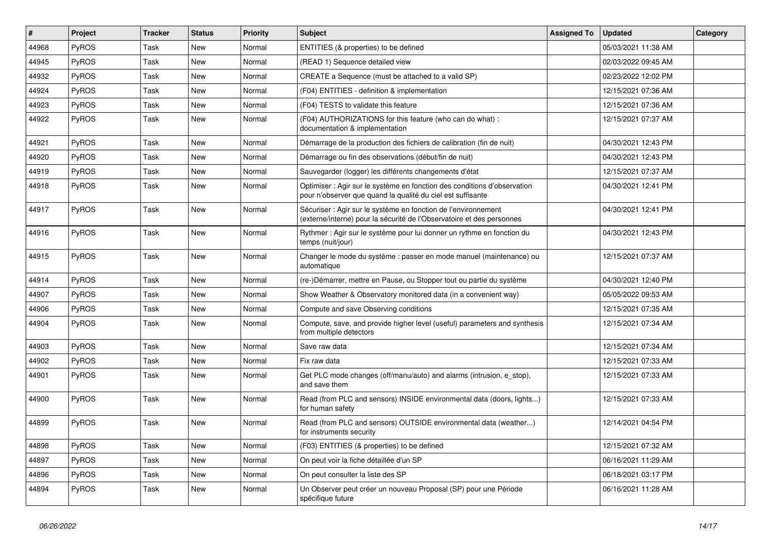| # | Project | Tracker | Status | Priority | Subject | Assigned To | Updated | Category |
|---|---|---|---|---|---|---|---|---|
| 44968 | PyROS | Task | New | Normal | ENTITIES (& properties) to be defined | | 05/03/2021 11:38 AM | |
| 44945 | PyROS | Task | New | Normal | (READ 1) Sequence detailed view | | 02/03/2022 09:45 AM | |
| 44932 | PyROS | Task | New | Normal | CREATE a Sequence (must be attached to a valid SP) | | 02/23/2022 12:02 PM | |
| 44924 | PyROS | Task | New | Normal | (F04) ENTITIES - definition & implementation | | 12/15/2021 07:36 AM | |
| 44923 | PyROS | Task | New | Normal | (F04) TESTS to validate this feature | | 12/15/2021 07:36 AM | |
| 44922 | PyROS | Task | New | Normal | (F04) AUTHORIZATIONS for this feature (who can do what) : documentation & implementation | | 12/15/2021 07:37 AM | |
| 44921 | PyROS | Task | New | Normal | Démarrage de la production des fichiers de calibration (fin de nuit) | | 04/30/2021 12:43 PM | |
| 44920 | PyROS | Task | New | Normal | Démarrage ou fin des observations (début/fin de nuit) | | 04/30/2021 12:43 PM | |
| 44919 | PyROS | Task | New | Normal | Sauvegarder (logger) les différents changements d'état | | 12/15/2021 07:37 AM | |
| 44918 | PyROS | Task | New | Normal | Optimiser : Agir sur le système en fonction des conditions d'observation pour n'observer que quand la qualité du ciel est suffisante | | 04/30/2021 12:41 PM | |
| 44917 | PyROS | Task | New | Normal | Sécuriser : Agir sur le système en fonction de l'environnement (externe/interne) pour la sécurité de l'Observatoire et des personnes | | 04/30/2021 12:41 PM | |
| 44916 | PyROS | Task | New | Normal | Rythmer : Agir sur le système pour lui donner un rythme en fonction du temps (nuit/jour) | | 04/30/2021 12:43 PM | |
| 44915 | PyROS | Task | New | Normal | Changer le mode du système : passer en mode manuel (maintenance) ou automatique | | 12/15/2021 07:37 AM | |
| 44914 | PyROS | Task | New | Normal | (re-)Démarrer, mettre en Pause, ou Stopper tout ou partie du système | | 04/30/2021 12:40 PM | |
| 44907 | PyROS | Task | New | Normal | Show Weather & Observatory monitored data (in a convenient way) | | 05/05/2022 09:53 AM | |
| 44906 | PyROS | Task | New | Normal | Compute and save Observing conditions | | 12/15/2021 07:35 AM | |
| 44904 | PyROS | Task | New | Normal | Compute, save, and provide higher level (useful) parameters and synthesis from multiple detectors | | 12/15/2021 07:34 AM | |
| 44903 | PyROS | Task | New | Normal | Save raw data | | 12/15/2021 07:34 AM | |
| 44902 | PyROS | Task | New | Normal | Fix raw data | | 12/15/2021 07:33 AM | |
| 44901 | PyROS | Task | New | Normal | Get PLC mode changes (off/manu/auto) and alarms (intrusion, e_stop), and save them | | 12/15/2021 07:33 AM | |
| 44900 | PyROS | Task | New | Normal | Read (from PLC and sensors) INSIDE environmental data (doors, lights...) for human safety | | 12/15/2021 07:33 AM | |
| 44899 | PyROS | Task | New | Normal | Read (from PLC and sensors) OUTSIDE environmental data (weather...) for instruments security | | 12/14/2021 04:54 PM | |
| 44898 | PyROS | Task | New | Normal | (F03) ENTITIES (& properties) to be defined | | 12/15/2021 07:32 AM | |
| 44897 | PyROS | Task | New | Normal | On peut voir la fiche détaillée d'un SP | | 06/16/2021 11:29 AM | |
| 44896 | PyROS | Task | New | Normal | On peut consulter la liste des SP | | 06/18/2021 03:17 PM | |
| 44894 | PyROS | Task | New | Normal | Un Observer peut créer un nouveau Proposal (SP) pour une Période spécifique future | | 06/16/2021 11:28 AM | |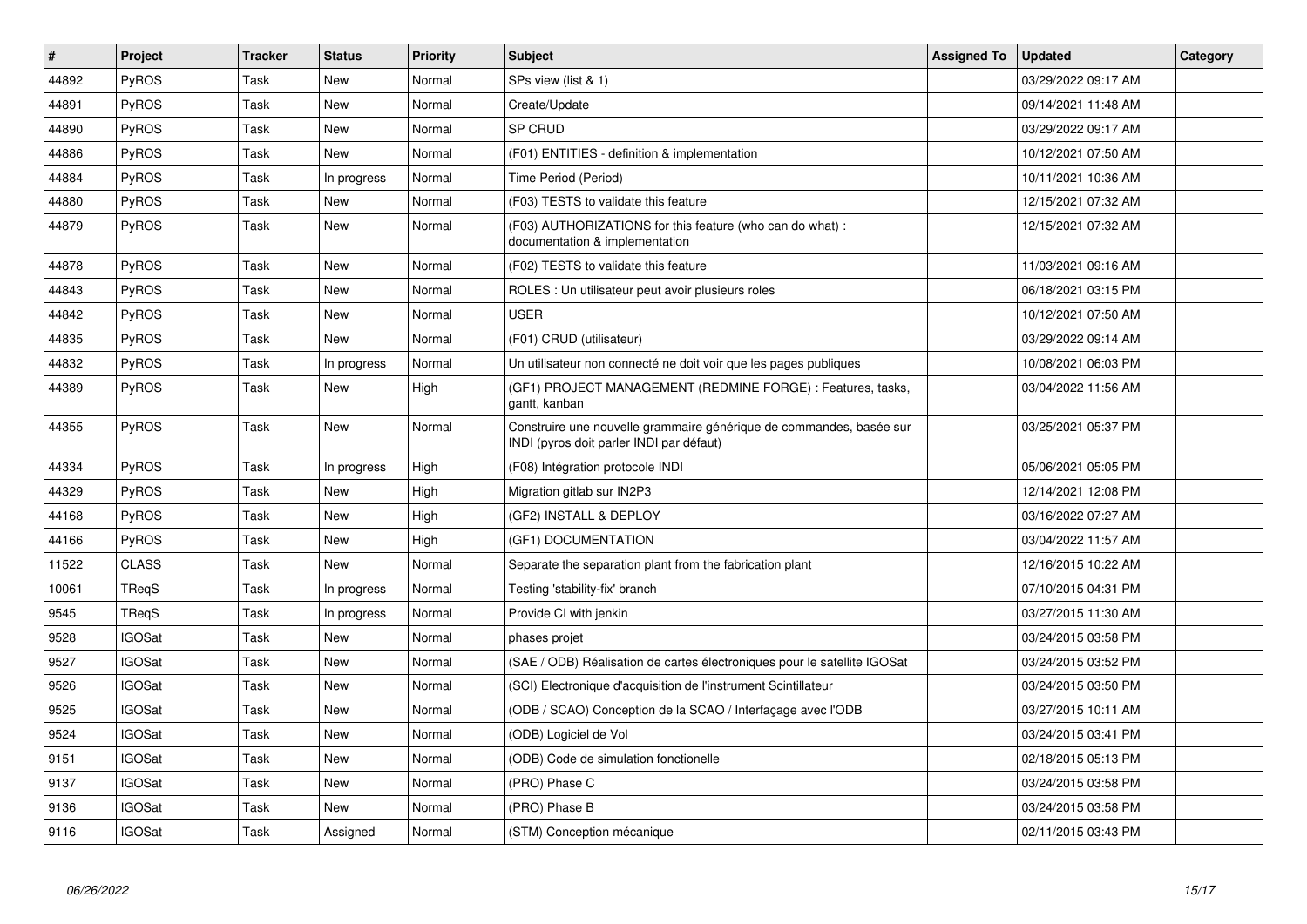| # | Project | Tracker | Status | Priority | Subject | Assigned To | Updated | Category |
|---|---|---|---|---|---|---|---|---|
| 44892 | PyROS | Task | New | Normal | SPs view (list & 1) | | 03/29/2022 09:17 AM | |
| 44891 | PyROS | Task | New | Normal | Create/Update | | 09/14/2021 11:48 AM | |
| 44890 | PyROS | Task | New | Normal | SP CRUD | | 03/29/2022 09:17 AM | |
| 44886 | PyROS | Task | New | Normal | (F01) ENTITIES - definition & implementation | | 10/12/2021 07:50 AM | |
| 44884 | PyROS | Task | In progress | Normal | Time Period (Period) | | 10/11/2021 10:36 AM | |
| 44880 | PyROS | Task | New | Normal | (F03) TESTS to validate this feature | | 12/15/2021 07:32 AM | |
| 44879 | PyROS | Task | New | Normal | (F03) AUTHORIZATIONS for this feature (who can do what) : documentation & implementation | | 12/15/2021 07:32 AM | |
| 44878 | PyROS | Task | New | Normal | (F02) TESTS to validate this feature | | 11/03/2021 09:16 AM | |
| 44843 | PyROS | Task | New | Normal | ROLES : Un utilisateur peut avoir plusieurs roles | | 06/18/2021 03:15 PM | |
| 44842 | PyROS | Task | New | Normal | USER | | 10/12/2021 07:50 AM | |
| 44835 | PyROS | Task | New | Normal | (F01) CRUD (utilisateur) | | 03/29/2022 09:14 AM | |
| 44832 | PyROS | Task | In progress | Normal | Un utilisateur non connecté ne doit voir que les pages publiques | | 10/08/2021 06:03 PM | |
| 44389 | PyROS | Task | New | High | (GF1) PROJECT MANAGEMENT (REDMINE FORGE) : Features, tasks, gantt, kanban | | 03/04/2022 11:56 AM | |
| 44355 | PyROS | Task | New | Normal | Construire une nouvelle grammaire générique de commandes, basée sur INDI (pyros doit parler INDI par défaut) | | 03/25/2021 05:37 PM | |
| 44334 | PyROS | Task | In progress | High | (F08) Intégration protocole INDI | | 05/06/2021 05:05 PM | |
| 44329 | PyROS | Task | New | High | Migration gitlab sur IN2P3 | | 12/14/2021 12:08 PM | |
| 44168 | PyROS | Task | New | High | (GF2) INSTALL & DEPLOY | | 03/16/2022 07:27 AM | |
| 44166 | PyROS | Task | New | High | (GF1) DOCUMENTATION | | 03/04/2022 11:57 AM | |
| 11522 | CLASS | Task | New | Normal | Separate the separation plant from the fabrication plant | | 12/16/2015 10:22 AM | |
| 10061 | TReqS | Task | In progress | Normal | Testing 'stability-fix' branch | | 07/10/2015 04:31 PM | |
| 9545 | TReqS | Task | In progress | Normal | Provide CI with jenkin | | 03/27/2015 11:30 AM | |
| 9528 | IGOSat | Task | New | Normal | phases projet | | 03/24/2015 03:58 PM | |
| 9527 | IGOSat | Task | New | Normal | (SAE / ODB) Réalisation de cartes électroniques pour le satellite IGOSat | | 03/24/2015 03:52 PM | |
| 9526 | IGOSat | Task | New | Normal | (SCI) Electronique d'acquisition de l'instrument Scintillateur | | 03/24/2015 03:50 PM | |
| 9525 | IGOSat | Task | New | Normal | (ODB / SCAO) Conception de la SCAO / Interfaçage avec l'ODB | | 03/27/2015 10:11 AM | |
| 9524 | IGOSat | Task | New | Normal | (ODB) Logiciel de Vol | | 03/24/2015 03:41 PM | |
| 9151 | IGOSat | Task | New | Normal | (ODB) Code de simulation fonctionelle | | 02/18/2015 05:13 PM | |
| 9137 | IGOSat | Task | New | Normal | (PRO) Phase C | | 03/24/2015 03:58 PM | |
| 9136 | IGOSat | Task | New | Normal | (PRO) Phase B | | 03/24/2015 03:58 PM | |
| 9116 | IGOSat | Task | Assigned | Normal | (STM) Conception mécanique | | 02/11/2015 03:43 PM | |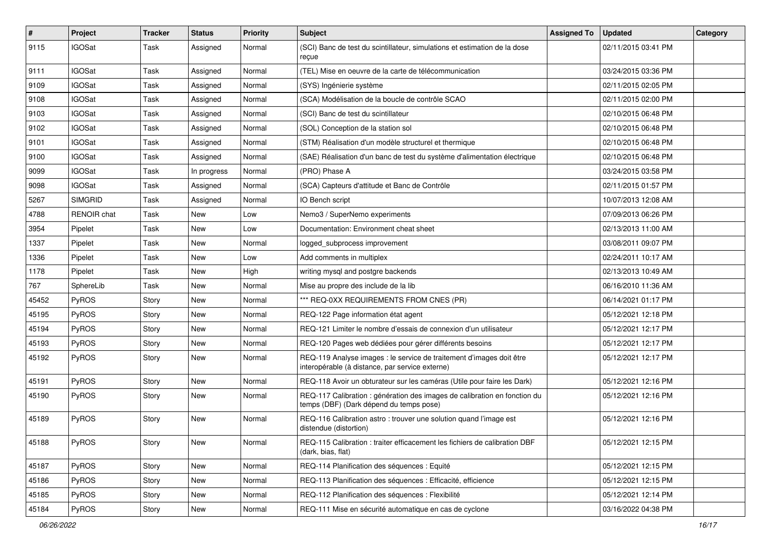| # | Project | Tracker | Status | Priority | Subject | Assigned To | Updated | Category |
|---|---|---|---|---|---|---|---|---|
| 9115 | IGOSat | Task | Assigned | Normal | (SCI) Banc de test du scintillateur, simulations et estimation de la dose reçue | | 02/11/2015 03:41 PM | |
| 9111 | IGOSat | Task | Assigned | Normal | (TEL) Mise en oeuvre de la carte de télécommunication | | 03/24/2015 03:36 PM | |
| 9109 | IGOSat | Task | Assigned | Normal | (SYS) Ingénierie système | | 02/11/2015 02:05 PM | |
| 9108 | IGOSat | Task | Assigned | Normal | (SCA) Modélisation de la boucle de contrôle SCAO | | 02/11/2015 02:00 PM | |
| 9103 | IGOSat | Task | Assigned | Normal | (SCI) Banc de test du scintillateur | | 02/10/2015 06:48 PM | |
| 9102 | IGOSat | Task | Assigned | Normal | (SOL) Conception de la station sol | | 02/10/2015 06:48 PM | |
| 9101 | IGOSat | Task | Assigned | Normal | (STM) Réalisation d'un modèle structurel et thermique | | 02/10/2015 06:48 PM | |
| 9100 | IGOSat | Task | Assigned | Normal | (SAE) Réalisation d'un banc de test du système d'alimentation électrique | | 02/10/2015 06:48 PM | |
| 9099 | IGOSat | Task | In progress | Normal | (PRO) Phase A | | 03/24/2015 03:58 PM | |
| 9098 | IGOSat | Task | Assigned | Normal | (SCA) Capteurs d'attitude et Banc de Contrôle | | 02/11/2015 01:57 PM | |
| 5267 | SIMGRID | Task | Assigned | Normal | IO Bench script | | 10/07/2013 12:08 AM | |
| 4788 | RENOIR chat | Task | New | Low | Nemo3 / SuperNemo experiments | | 07/09/2013 06:26 PM | |
| 3954 | Pipelet | Task | New | Low | Documentation: Environment cheat sheet | | 02/13/2013 11:00 AM | |
| 1337 | Pipelet | Task | New | Normal | logged_subprocess improvement | | 03/08/2011 09:07 PM | |
| 1336 | Pipelet | Task | New | Low | Add comments in multiplex | | 02/24/2011 10:17 AM | |
| 1178 | Pipelet | Task | New | High | writing mysql and postgre backends | | 02/13/2013 10:49 AM | |
| 767 | SphereLib | Task | New | Normal | Mise au propre des include de la lib | | 06/16/2010 11:36 AM | |
| 45452 | PyROS | Story | New | Normal | *** REQ-0XX REQUIREMENTS FROM CNES (PR) | | 06/14/2021 01:17 PM | |
| 45195 | PyROS | Story | New | Normal | REQ-122 Page information état agent | | 05/12/2021 12:18 PM | |
| 45194 | PyROS | Story | New | Normal | REQ-121 Limiter le nombre d'essais de connexion d'un utilisateur | | 05/12/2021 12:17 PM | |
| 45193 | PyROS | Story | New | Normal | REQ-120 Pages web dédiées pour gérer différents besoins | | 05/12/2021 12:17 PM | |
| 45192 | PyROS | Story | New | Normal | REQ-119 Analyse images : le service de traitement d'images doit être interopérable (à distance, par service externe) | | 05/12/2021 12:17 PM | |
| 45191 | PyROS | Story | New | Normal | REQ-118 Avoir un obturateur sur les caméras (Utile pour faire les Dark) | | 05/12/2021 12:16 PM | |
| 45190 | PyROS | Story | New | Normal | REQ-117 Calibration : génération des images de calibration en fonction du temps (DBF) (Dark dépend du temps pose) | | 05/12/2021 12:16 PM | |
| 45189 | PyROS | Story | New | Normal | REQ-116 Calibration astro : trouver une solution quand l'image est distendue (distortion) | | 05/12/2021 12:16 PM | |
| 45188 | PyROS | Story | New | Normal | REQ-115 Calibration : traiter efficacement les fichiers de calibration DBF (dark, bias, flat) | | 05/12/2021 12:15 PM | |
| 45187 | PyROS | Story | New | Normal | REQ-114 Planification des séquences : Equité | | 05/12/2021 12:15 PM | |
| 45186 | PyROS | Story | New | Normal | REQ-113 Planification des séquences : Efficacité, efficience | | 05/12/2021 12:15 PM | |
| 45185 | PyROS | Story | New | Normal | REQ-112 Planification des séquences : Flexibilité | | 05/12/2021 12:14 PM | |
| 45184 | PyROS | Story | New | Normal | REQ-111 Mise en sécurité automatique en cas de cyclone | | 03/16/2022 04:38 PM | |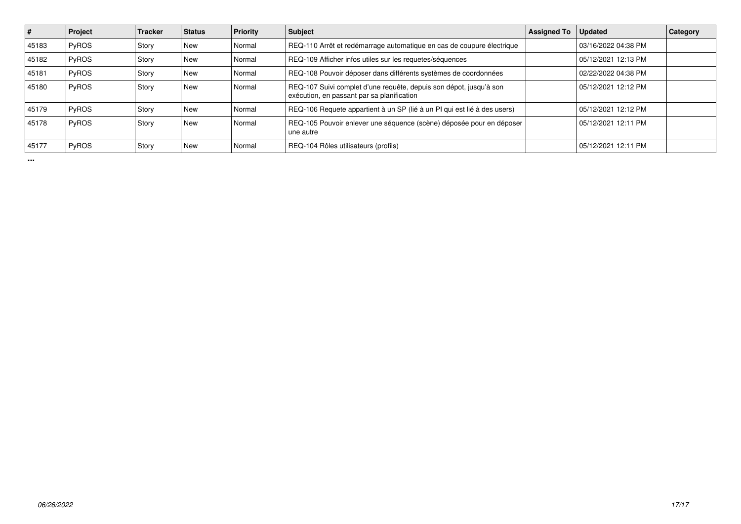| # | Project | Tracker | Status | Priority | Subject | Assigned To | Updated | Category |
|---|---|---|---|---|---|---|---|---|
| 45183 | PyROS | Story | New | Normal | REQ-110 Arrêt et redémarrage automatique en cas de coupure électrique | | 03/16/2022 04:38 PM | |
| 45182 | PyROS | Story | New | Normal | REQ-109 Afficher infos utiles sur les requetes/séquences | | 05/12/2021 12:13 PM | |
| 45181 | PyROS | Story | New | Normal | REQ-108 Pouvoir déposer dans différents systèmes de coordonnées | | 02/22/2022 04:38 PM | |
| 45180 | PyROS | Story | New | Normal | REQ-107 Suivi complet d'une requête, depuis son dépot, jusqu'à son exécution, en passant par sa planification | | 05/12/2021 12:12 PM | |
| 45179 | PyROS | Story | New | Normal | REQ-106 Requete appartient à un SP (lié à un PI qui est lié à des users) | | 05/12/2021 12:12 PM | |
| 45178 | PyROS | Story | New | Normal | REQ-105 Pouvoir enlever une séquence (scène) déposée pour en déposer une autre | | 05/12/2021 12:11 PM | |
| 45177 | PyROS | Story | New | Normal | REQ-104 Rôles utilisateurs (profils) | | 05/12/2021 12:11 PM | |

...